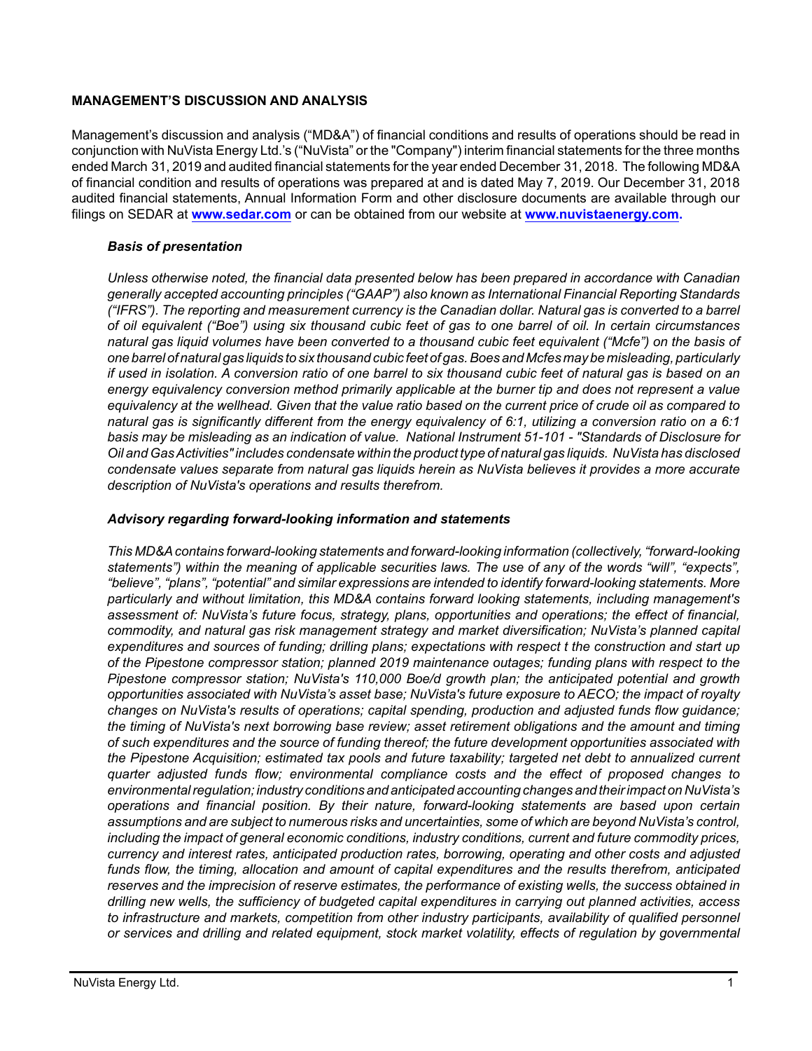## MANAGEMENT'S DISCUSSION AND ANALYSIS

Management's discussion and analysis ("MD&A") of financial conditions and results of operations should be read in conjunction with NuVista Energy Ltd.'s ("NuVista" or the "Company") interim financial statements for the three months ended March 31, 2019 and audited financial statements for the year ended December 31, 2018. The following MD&A of financial condition and results of operations was prepared at and is dated May 7, 2019. Our December 31, 2018 audited financial statements, Annual Information Form and other disclosure documents are available through our filings on SEDAR at **www.sedar.com** or can be obtained from our website at **www.nuvistaenergy.com.**

### *Basis of presentation*

*Unless otherwise noted, the financial data presented below has been prepared in accordance with Canadian generally accepted accounting principles ("GAAP") also known as International Financial Reporting Standards ("IFRS"). The reporting and measurement currency is the Canadian dollar. Natural gas is converted to a barrel of oil equivalent ("Boe") using six thousand cubic feet of gas to one barrel of oil. In certain circumstances natural gas liquid volumes have been converted to a thousand cubic feet equivalent ("Mcfe") on the basis of one barrel of natural gas liquids to six thousand cubic feet of gas. Boes and Mcfes may be misleading, particularly if used in isolation. A conversion ratio of one barrel to six thousand cubic feet of natural gas is based on an energy equivalency conversion method primarily applicable at the burner tip and does not represent a value equivalency at the wellhead. Given that the value ratio based on the current price of crude oil as compared to natural gas is significantly different from the energy equivalency of 6:1, utilizing a conversion ratio on a 6:1 basis may be misleading as an indication of value. National Instrument 51-101 - "Standards of Disclosure for Oil and Gas Activities" includes condensate within the product type of natural gas liquids. NuVista has disclosed condensate values separate from natural gas liquids herein as NuVista believes it provides a more accurate description of NuVista's operations and results therefrom.*

### *Advisory regarding forward-looking information and statements*

*This MD&A contains forward-looking statements and forward-looking information (collectively, "forward-looking statements") within the meaning of applicable securities laws. The use of any of the words "will", "expects", "believe", "plans", "potential" and similar expressions are intended to identify forward-looking statements. More particularly and without limitation, this MD&A contains forward looking statements, including management's assessment of: NuVista's future focus, strategy, plans, opportunities and operations; the effect of financial, commodity, and natural gas risk management strategy and market diversification; NuVista's planned capital expenditures and sources of funding; drilling plans; expectations with respect t the construction and start up of the Pipestone compressor station; planned 2019 maintenance outages; funding plans with respect to the Pipestone compressor station; NuVista's 110,000 Boe/d growth plan; the anticipated potential and growth opportunities associated with NuVista's asset base; NuVista's future exposure to AECO; the impact of royalty changes on NuVista's results of operations; capital spending, production and adjusted funds flow guidance; the timing of NuVista's next borrowing base review; asset retirement obligations and the amount and timing of such expenditures and the source of funding thereof; the future development opportunities associated with the Pipestone Acquisition; estimated tax pools and future taxability; targeted net debt to annualized current quarter adjusted funds flow; environmental compliance costs and the effect of proposed changes to environmental regulation; industry conditions and anticipated accounting changes and their impact on NuVista's operations and financial position. By their nature, forward-looking statements are based upon certain assumptions and are subject to numerous risks and uncertainties, some of which are beyond NuVista's control, including the impact of general economic conditions, industry conditions, current and future commodity prices, currency and interest rates, anticipated production rates, borrowing, operating and other costs and adjusted funds flow, the timing, allocation and amount of capital expenditures and the results therefrom, anticipated reserves and the imprecision of reserve estimates, the performance of existing wells, the success obtained in drilling new wells, the sufficiency of budgeted capital expenditures in carrying out planned activities, access to infrastructure and markets, competition from other industry participants, availability of qualified personnel or services and drilling and related equipment, stock market volatility, effects of regulation by governmental*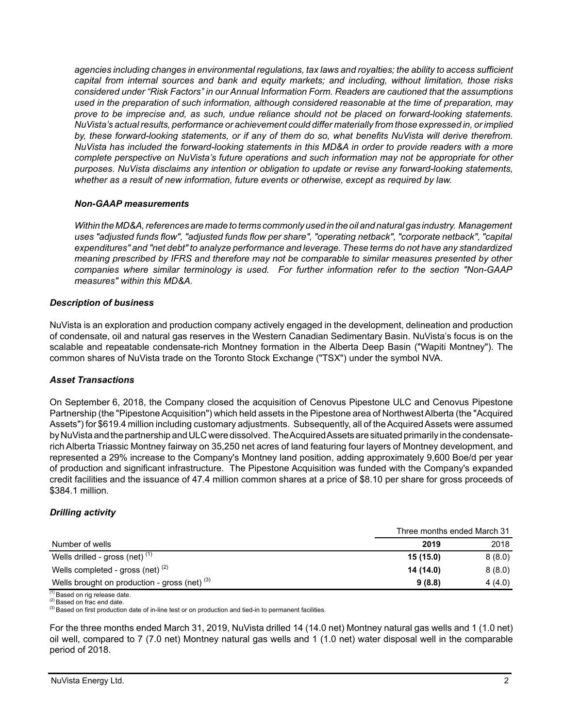*agencies including changes in environmental regulations, tax laws and royalties; the ability to access sufficient capital from internal sources and bank and equity markets; and including, without limitation, those risks considered under "Risk Factors" in our Annual Information Form. Readers are cautioned that the assumptions used in the preparation of such information, although considered reasonable at the time of preparation, may prove to be imprecise and, as such, undue reliance should not be placed on forward-looking statements. NuVista's actual results, performance or achievement could differ materially from those expressed in, or implied by, these forward-looking statements, or if any of them do so, what benefits NuVista will derive therefrom. NuVista has included the forward-looking statements in this MD&A in order to provide readers with a more complete perspective on NuVista's future operations and such information may not be appropriate for other purposes. NuVista disclaims any intention or obligation to update or revise any forward-looking statements, whether as a result of new information, future events or otherwise, except as required by law.*

***Non-GAAP measurements***

*Within the MD&A, references are made to terms commonly used in the oil and natural gas industry. Management uses "adjusted funds flow", "adjusted funds flow per share", "operating netback", "corporate netback", "capital expenditures" and "net debt" to analyze performance and leverage. These terms do not have any standardized meaning prescribed by IFRS and therefore may not be comparable to similar measures presented by other companies where similar terminology is used. For further information refer to the section "Non-GAAP measures" within this MD&A.*

***Description of business***

NuVista is an exploration and production company actively engaged in the development, delineation and production of condensate, oil and natural gas reserves in the Western Canadian Sedimentary Basin. NuVista's focus is on the scalable and repeatable condensate-rich Montney formation in the Alberta Deep Basin ("Wapiti Montney"). The common shares of NuVista trade on the Toronto Stock Exchange ("TSX") under the symbol NVA.

***Asset Transactions***

On September 6, 2018, the Company closed the acquisition of Cenovus Pipestone ULC and Cenovus Pipestone Partnership (the "Pipestone Acquisition") which held assets in the Pipestone area of Northwest Alberta (the "Acquired Assets") for $619.4 million including customary adjustments. Subsequently, all of the Acquired Assets were assumed by NuVista and the partnership and ULC were dissolved. The Acquired Assets are situated primarily in the condensate-rich Alberta Triassic Montney fairway on 35,250 net acres of land featuring four layers of Montney development, and represented a 29% increase to the Company's Montney land position, adding approximately 9,600 Boe/d per year of production and significant infrastructure. The Pipestone Acquisition was funded with the Company's expanded credit facilities and the issuance of 47.4 million common shares at a price of $8.10 per share for gross proceeds of $384.1 million.

***Drilling activity***

| | Three months ended March 31 | |
|---|---|---|
| Number of wells | **2019** | 2018 |
| Wells drilled - gross (net) (1) | **15 (15.0)** | 8 (8.0) |
| Wells completed - gross (net) (2) | **14 (14.0)** | 8 (8.0) |
| Wells brought on production - gross (net) (3) | **9 (8.8)** | 4 (4.0) |

(1) Based on rig release date.
(2) Based on frac end date.
(3) Based on first production date of in-line test or on production and tied-in to permanent facilities.

For the three months ended March 31, 2019, NuVista drilled 14 (14.0 net) Montney natural gas wells and 1 (1.0 net) oil well, compared to 7 (7.0 net) Montney natural gas wells and 1 (1.0 net) water disposal well in the comparable period of 2018.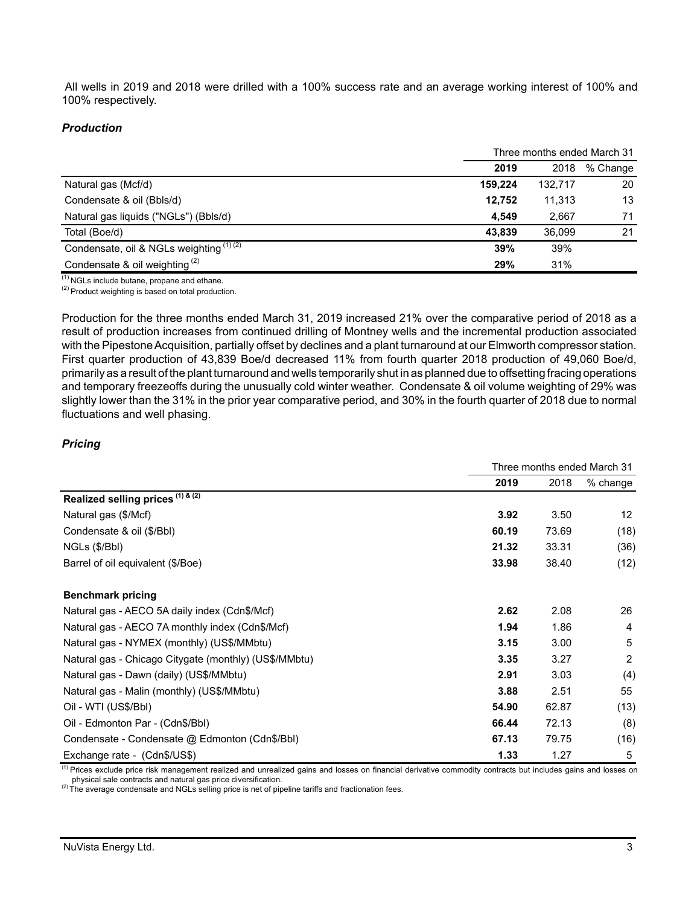All wells in 2019 and 2018 were drilled with a 100% success rate and an average working interest of 100% and 100% respectively.

### *Production*

| | Three months ended March 31 | | |
|---|---|---|---|
| | **2019** | 2018 | % Change |
| Natural gas (Mcf/d) | **159,224** | 132,717 | 20 |
| Condensate & oil (Bbls/d) | **12,752** | 11,313 | 13 |
| Natural gas liquids ("NGLs") (Bbls/d) | **4,549** | 2,667 | 71 |
| Total (Boe/d) | **43,839** | 36,099 | 21 |
| Condensate, oil & NGLs weighting (1) (2) | **39%** | 39% | |
| Condensate & oil weighting (2) | **29%** | 31% | |

(1) NGLs include butane, propane and ethane.
(2) Product weighting is based on total production.

Production for the three months ended March 31, 2019 increased 21% over the comparative period of 2018 as a result of production increases from continued drilling of Montney wells and the incremental production associated with the Pipestone Acquisition, partially offset by declines and a plant turnaround at our Elmworth compressor station. First quarter production of 43,839 Boe/d decreased 11% from fourth quarter 2018 production of 49,060 Boe/d, primarily as a result of the plant turnaround and wells temporarily shut in as planned due to offsetting fracing operations and temporary freezeoffs during the unusually cold winter weather. Condensate & oil volume weighting of 29% was slightly lower than the 31% in the prior year comparative period, and 30% in the fourth quarter of 2018 due to normal fluctuations and well phasing.

### *Pricing*

| | Three months ended March 31 | | |
|---|---|---|---|
| | **2019** | 2018 | % change |
| **Realized selling prices (1) & (2)** | | | |
| Natural gas ($/Mcf) | **3.92** | 3.50 | 12 |
| Condensate & oil ($/Bbl) | **60.19** | 73.69 | (18) |
| NGLs ($/Bbl) | **21.32** | 33.31 | (36) |
| Barrel of oil equivalent ($/Boe) | **33.98** | 38.40 | (12) |
| **Benchmark pricing** | | | |
| Natural gas - AECO 5A daily index (Cdn$/Mcf) | **2.62** | 2.08 | 26 |
| Natural gas - AECO 7A monthly index (Cdn$/Mcf) | **1.94** | 1.86 | 4 |
| Natural gas - NYMEX (monthly) (US$/MMbtu) | **3.15** | 3.00 | 5 |
| Natural gas - Chicago Citygate (monthly) (US$/MMbtu) | **3.35** | 3.27 | 2 |
| Natural gas - Dawn (daily) (US$/MMbtu) | **2.91** | 3.03 | (4) |
| Natural gas - Malin (monthly) (US$/MMbtu) | **3.88** | 2.51 | 55 |
| Oil - WTI (US$/Bbl) | **54.90** | 62.87 | (13) |
| Oil - Edmonton Par - (Cdn$/Bbl) | **66.44** | 72.13 | (8) |
| Condensate - Condensate @ Edmonton (Cdn$/Bbl) | **67.13** | 79.75 | (16) |
| Exchange rate - (Cdn$/US$) | **1.33** | 1.27 | 5 |

(1) Prices exclude price risk management realized and unrealized gains and losses on financial derivative commodity contracts but includes gains and losses on physical sale contracts and natural gas price diversification.
(2) The average condensate and NGLs selling price is net of pipeline tariffs and fractionation fees.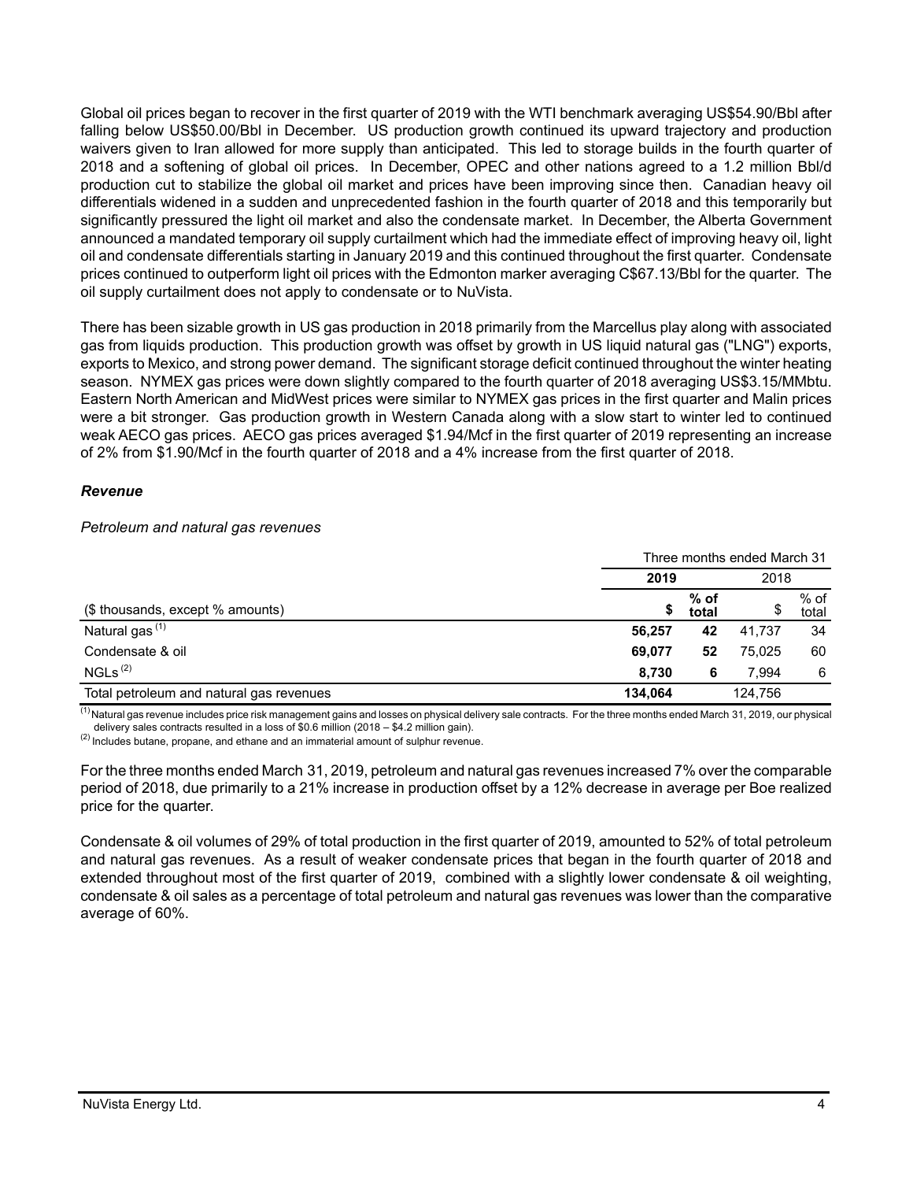Global oil prices began to recover in the first quarter of 2019 with the WTI benchmark averaging US$54.90/Bbl after falling below US$50.00/Bbl in December. US production growth continued its upward trajectory and production waivers given to Iran allowed for more supply than anticipated. This led to storage builds in the fourth quarter of 2018 and a softening of global oil prices. In December, OPEC and other nations agreed to a 1.2 million Bbl/d production cut to stabilize the global oil market and prices have been improving since then. Canadian heavy oil differentials widened in a sudden and unprecedented fashion in the fourth quarter of 2018 and this temporarily but significantly pressured the light oil market and also the condensate market. In December, the Alberta Government announced a mandated temporary oil supply curtailment which had the immediate effect of improving heavy oil, light oil and condensate differentials starting in January 2019 and this continued throughout the first quarter. Condensate prices continued to outperform light oil prices with the Edmonton marker averaging C$67.13/Bbl for the quarter. The oil supply curtailment does not apply to condensate or to NuVista.

There has been sizable growth in US gas production in 2018 primarily from the Marcellus play along with associated gas from liquids production. This production growth was offset by growth in US liquid natural gas ("LNG") exports, exports to Mexico, and strong power demand. The significant storage deficit continued throughout the winter heating season. NYMEX gas prices were down slightly compared to the fourth quarter of 2018 averaging US$3.15/MMbtu. Eastern North American and MidWest prices were similar to NYMEX gas prices in the first quarter and Malin prices were a bit stronger. Gas production growth in Western Canada along with a slow start to winter led to continued weak AECO gas prices. AECO gas prices averaged $1.94/Mcf in the first quarter of 2019 representing an increase of 2% from $1.90/Mcf in the fourth quarter of 2018 and a 4% increase from the first quarter of 2018.

### *Revenue*

*Petroleum and natural gas revenues*

| | Three months ended March 31 | | | |
|---|---|---|---|---|
| | **2019** | | 2018 | |
| ($ thousands, except % amounts) | **$** | **% of total** | $ | % of total |
| Natural gas [(1)] | **56,257** | **42** | 41,737 | 34 |
| Condensate & oil | **69,077** | **52** | 75,025 | 60 |
| NGLs [(2)] | **8,730** | **6** | 7,994 | 6 |
| Total petroleum and natural gas revenues | **134,064** | | 124,756 | |

(1) Natural gas revenue includes price risk management gains and losses on physical delivery sale contracts. For the three months ended March 31, 2019, our physical delivery sales contracts resulted in a loss of $0.6 million (2018 – $4.2 million gain).

(2) Includes butane, propane, and ethane and an immaterial amount of sulphur revenue.

For the three months ended March 31, 2019, petroleum and natural gas revenues increased 7% over the comparable period of 2018, due primarily to a 21% increase in production offset by a 12% decrease in average per Boe realized price for the quarter.

Condensate & oil volumes of 29% of total production in the first quarter of 2019, amounted to 52% of total petroleum and natural gas revenues. As a result of weaker condensate prices that began in the fourth quarter of 2018 and extended throughout most of the first quarter of 2019, combined with a slightly lower condensate & oil weighting, condensate & oil sales as a percentage of total petroleum and natural gas revenues was lower than the comparative average of 60%.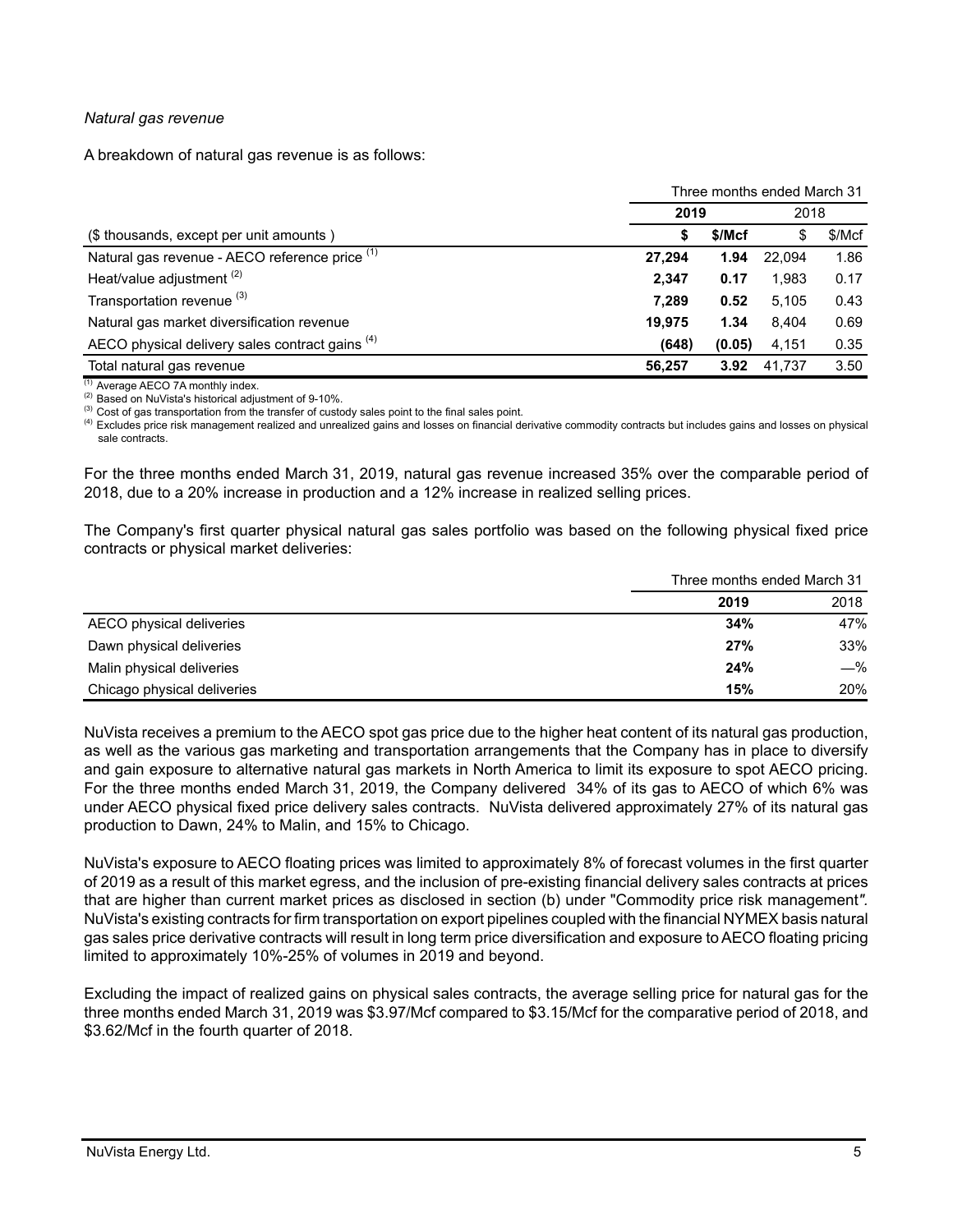*Natural gas revenue*

A breakdown of natural gas revenue is as follows:

| | Three months ended March 31 | | | |
|---|---|---|---|---|
| | **2019** | | 2018 | |
| ($ thousands, except per unit amounts ) | **$** | **$/Mcf** | $ | $/Mcf |
| Natural gas revenue - AECO reference price [(1)] | **27,294** | **1.94** | 22,094 | 1.86 |
| Heat/value adjustment [(2)] | **2,347** | **0.17** | 1,983 | 0.17 |
| Transportation revenue [(3)] | **7,289** | **0.52** | 5,105 | 0.43 |
| Natural gas market diversification revenue | **19,975** | **1.34** | 8,404 | 0.69 |
| AECO physical delivery sales contract gains [(4)] | **(648)** | **(0.05)** | 4,151 | 0.35 |
| Total natural gas revenue | **56,257** | **3.92** | 41,737 | 3.50 |

(1) Average AECO 7A monthly index.
(2) Based on NuVista's historical adjustment of 9-10%.
(3) Cost of gas transportation from the transfer of custody sales point to the final sales point.
(4) Excludes price risk management realized and unrealized gains and losses on financial derivative commodity contracts but includes gains and losses on physical sale contracts.

For the three months ended March 31, 2019, natural gas revenue increased 35% over the comparable period of 2018, due to a 20% increase in production and a 12% increase in realized selling prices.

The Company's first quarter physical natural gas sales portfolio was based on the following physical fixed price contracts or physical market deliveries:

| | Three months ended March 31 | |
|---|---|---|
| | **2019** | 2018 |
| AECO physical deliveries | **34%** | 47% |
| Dawn physical deliveries | **27%** | 33% |
| Malin physical deliveries | **24%** | —% |
| Chicago physical deliveries | **15%** | 20% |

NuVista receives a premium to the AECO spot gas price due to the higher heat content of its natural gas production, as well as the various gas marketing and transportation arrangements that the Company has in place to diversify and gain exposure to alternative natural gas markets in North America to limit its exposure to spot AECO pricing. For the three months ended March 31, 2019, the Company delivered 34% of its gas to AECO of which 6% was under AECO physical fixed price delivery sales contracts. NuVista delivered approximately 27% of its natural gas production to Dawn, 24% to Malin, and 15% to Chicago.

NuVista's exposure to AECO floating prices was limited to approximately 8% of forecast volumes in the first quarter of 2019 as a result of this market egress, and the inclusion of pre-existing financial delivery sales contracts at prices that are higher than current market prices as disclosed in section (b) under "Commodity price risk management". NuVista's existing contracts for firm transportation on export pipelines coupled with the financial NYMEX basis natural gas sales price derivative contracts will result in long term price diversification and exposure to AECO floating pricing limited to approximately 10%-25% of volumes in 2019 and beyond.

Excluding the impact of realized gains on physical sales contracts, the average selling price for natural gas for the three months ended March 31, 2019 was $3.97/Mcf compared to $3.15/Mcf for the comparative period of 2018, and $3.62/Mcf in the fourth quarter of 2018.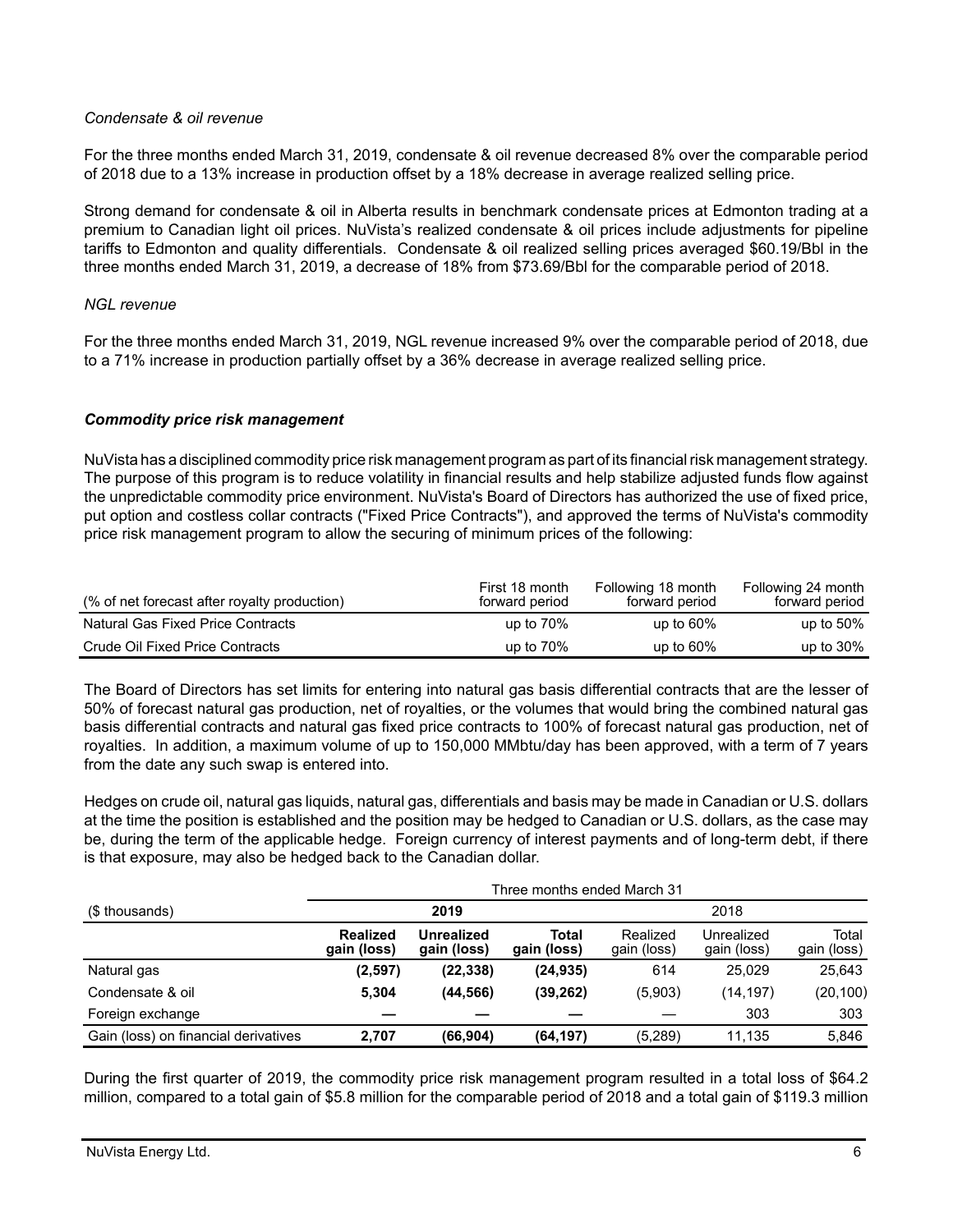*Condensate & oil revenue*

For the three months ended March 31, 2019, condensate & oil revenue decreased 8% over the comparable period of 2018 due to a 13% increase in production offset by a 18% decrease in average realized selling price.

Strong demand for condensate & oil in Alberta results in benchmark condensate prices at Edmonton trading at a premium to Canadian light oil prices. NuVista's realized condensate & oil prices include adjustments for pipeline tariffs to Edmonton and quality differentials. Condensate & oil realized selling prices averaged $60.19/Bbl in the three months ended March 31, 2019, a decrease of 18% from $73.69/Bbl for the comparable period of 2018.

*NGL revenue*

For the three months ended March 31, 2019, NGL revenue increased 9% over the comparable period of 2018, due to a 71% increase in production partially offset by a 36% decrease in average realized selling price.

***Commodity price risk management***

NuVista has a disciplined commodity price risk management program as part of its financial risk management strategy. The purpose of this program is to reduce volatility in financial results and help stabilize adjusted funds flow against the unpredictable commodity price environment. NuVista's Board of Directors has authorized the use of fixed price, put option and costless collar contracts ("Fixed Price Contracts"), and approved the terms of NuVista's commodity price risk management program to allow the securing of minimum prices of the following:

| (% of net forecast after royalty production) | First 18 month forward period | Following 18 month forward period | Following 24 month forward period |
|---|---|---|---|
| Natural Gas Fixed Price Contracts | up to 70% | up to 60% | up to 50% |
| Crude Oil Fixed Price Contracts | up to 70% | up to 60% | up to 30% |

The Board of Directors has set limits for entering into natural gas basis differential contracts that are the lesser of 50% of forecast natural gas production, net of royalties, or the volumes that would bring the combined natural gas basis differential contracts and natural gas fixed price contracts to 100% of forecast natural gas production, net of royalties. In addition, a maximum volume of up to 150,000 MMbtu/day has been approved, with a term of 7 years from the date any such swap is entered into.

Hedges on crude oil, natural gas liquids, natural gas, differentials and basis may be made in Canadian or U.S. dollars at the time the position is established and the position may be hedged to Canadian or U.S. dollars, as the case may be, during the term of the applicable hedge. Foreign currency of interest payments and of long-term debt, if there is that exposure, may also be hedged back to the Canadian dollar.

| | Three months ended March 31 | | | | | |
|---|---|---|---|---|---|---|
| ($ thousands) | **2019** | | | 2018 | | |
| | **Realized gain (loss)** | **Unrealized gain (loss)** | **Total gain (loss)** | Realized gain (loss) | Unrealized gain (loss) | Total gain (loss) |
| Natural gas | **(2,597)** | **(22,338)** | **(24,935)** | 614 | 25,029 | 25,643 |
| Condensate & oil | **5,304** | **(44,566)** | **(39,262)** | (5,903) | (14,197) | (20,100) |
| Foreign exchange | **—** | **—** | **—** | — | 303 | 303 |
| Gain (loss) on financial derivatives | **2,707** | **(66,904)** | **(64,197)** | (5,289) | 11,135 | 5,846 |

During the first quarter of 2019, the commodity price risk management program resulted in a total loss of $64.2 million, compared to a total gain of $5.8 million for the comparable period of 2018 and a total gain of $119.3 million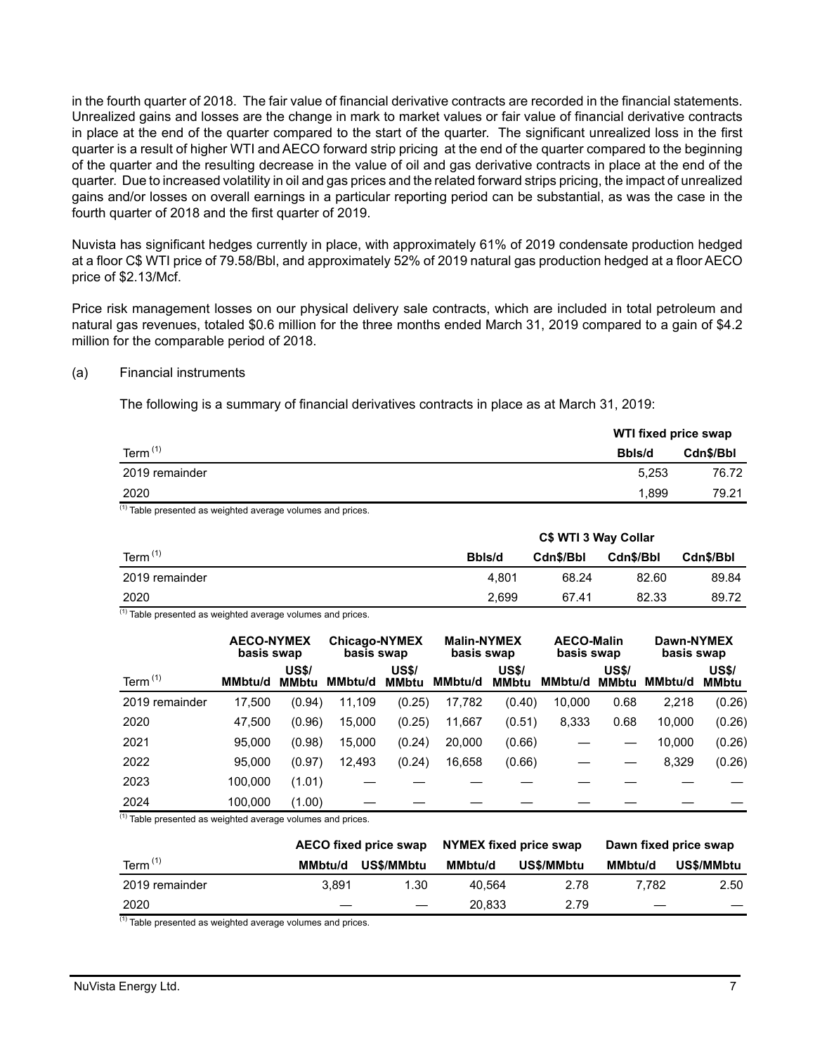in the fourth quarter of 2018. The fair value of financial derivative contracts are recorded in the financial statements. Unrealized gains and losses are the change in mark to market values or fair value of financial derivative contracts in place at the end of the quarter compared to the start of the quarter. The significant unrealized loss in the first quarter is a result of higher WTI and AECO forward strip pricing at the end of the quarter compared to the beginning of the quarter and the resulting decrease in the value of oil and gas derivative contracts in place at the end of the quarter. Due to increased volatility in oil and gas prices and the related forward strips pricing, the impact of unrealized gains and/or losses on overall earnings in a particular reporting period can be substantial, as was the case in the fourth quarter of 2018 and the first quarter of 2019.

Nuvista has significant hedges currently in place, with approximately 61% of 2019 condensate production hedged at a floor C$ WTI price of 79.58/Bbl, and approximately 52% of 2019 natural gas production hedged at a floor AECO price of $2.13/Mcf.

Price risk management losses on our physical delivery sale contracts, which are included in total petroleum and natural gas revenues, totaled $0.6 million for the three months ended March 31, 2019 compared to a gain of $4.2 million for the comparable period of 2018.

(a) Financial instruments

The following is a summary of financial derivatives contracts in place as at March 31, 2019:

| | WTI fixed price swap | |
|---|---|---|
| Term [1] | Bbls/d | Cdn$/Bbl |
| 2019 remainder | 5,253 | 76.72 |
| 2020 | 1,899 | 79.21 |

[1] Table presented as weighted average volumes and prices.

| | C$ WTI 3 Way Collar | | | |
|---|---|---|---|---|
| Term [1] | Bbls/d | Cdn$/Bbl | Cdn$/Bbl | Cdn$/Bbl |
| 2019 remainder | 4,801 | 68.24 | 82.60 | 89.84 |
| 2020 | 2,699 | 67.41 | 82.33 | 89.72 |

[1] Table presented as weighted average volumes and prices.

| | AECO-NYMEX basis swap | | Chicago-NYMEX basis swap | | Malin-NYMEX basis swap | | AECO-Malin basis swap | | Dawn-NYMEX basis swap | |
|---|---|---|---|---|---|---|---|---|---|---|
| Term [1] | MMbtu/d | US$/MMbtu | MMbtu/d | US$/MMbtu | MMbtu/d | US$/MMbtu | MMbtu/d | US$/MMbtu | MMbtu/d | US$/MMbtu |
| 2019 remainder | 17,500 | (0.94) | 11,109 | (0.25) | 17,782 | (0.40) | 10,000 | 0.68 | 2,218 | (0.26) |
| 2020 | 47,500 | (0.96) | 15,000 | (0.25) | 11,667 | (0.51) | 8,333 | 0.68 | 10,000 | (0.26) |
| 2021 | 95,000 | (0.98) | 15,000 | (0.24) | 20,000 | (0.66) | — | — | 10,000 | (0.26) |
| 2022 | 95,000 | (0.97) | 12,493 | (0.24) | 16,658 | (0.66) | — | — | 8,329 | (0.26) |
| 2023 | 100,000 | (1.01) | — | — | — | — | — | — | — | — |
| 2024 | 100,000 | (1.00) | — | — | — | — | — | — | — | — |

[1] Table presented as weighted average volumes and prices.

| | AECO fixed price swap | | NYMEX fixed price swap | | Dawn fixed price swap | |
|---|---|---|---|---|---|---|
| Term [1] | MMbtu/d | US$/MMbtu | MMbtu/d | US$/MMbtu | MMbtu/d | US$/MMbtu |
| 2019 remainder | 3,891 | 1.30 | 40,564 | 2.78 | 7,782 | 2.50 |
| 2020 | — | — | 20,833 | 2.79 | — | — |

[1] Table presented as weighted average volumes and prices.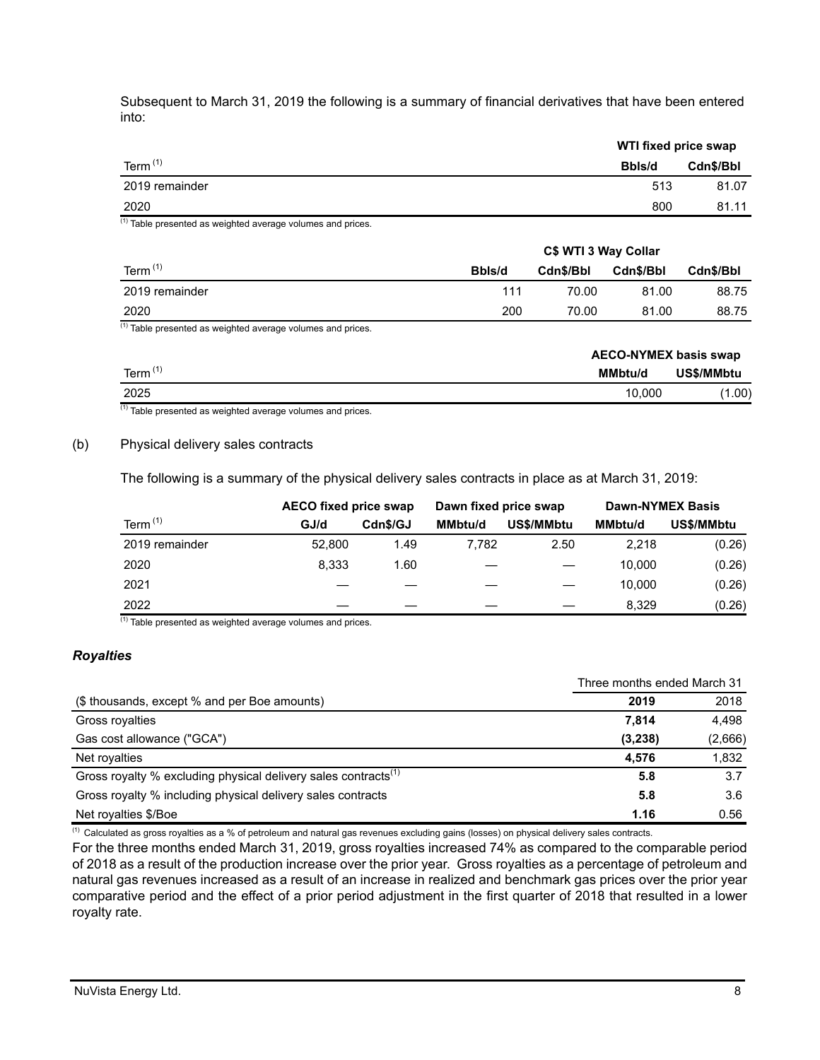Subsequent to March 31, 2019 the following is a summary of financial derivatives that have been entered into:

| | WTI fixed price swap | |
|---|---|---|
| Term [(1)] | Bbls/d | Cdn$/Bbl |
| 2019 remainder | 513 | 81.07 |
| 2020 | 800 | 81.11 |

(1) Table presented as weighted average volumes and prices.

| | C$ WTI 3 Way Collar | | | |
|---|---|---|---|---|
| Term [(1)] | Bbls/d | Cdn$/Bbl | Cdn$/Bbl | Cdn$/Bbl |
| 2019 remainder | 111 | 70.00 | 81.00 | 88.75 |
| 2020 | 200 | 70.00 | 81.00 | 88.75 |

(1) Table presented as weighted average volumes and prices.

| | AECO-NYMEX basis swap | |
|---|---|---|
| Term [(1)] | MMbtu/d | US$/MMbtu |
| 2025 | 10,000 | (1.00) |

(1) Table presented as weighted average volumes and prices.

(b) Physical delivery sales contracts

The following is a summary of the physical delivery sales contracts in place as at March 31, 2019:

| | AECO fixed price swap | | Dawn fixed price swap | | Dawn-NYMEX Basis | |
|---|---|---|---|---|---|---|
| Term [(1)] | GJ/d | Cdn$/GJ | MMbtu/d | US$/MMbtu | MMbtu/d | US$/MMbtu |
| 2019 remainder | 52,800 | 1.49 | 7,782 | 2.50 | 2,218 | (0.26) |
| 2020 | 8,333 | 1.60 | — | — | 10,000 | (0.26) |
| 2021 | — | — | — | — | 10,000 | (0.26) |
| 2022 | — | — | — | — | 8,329 | (0.26) |

(1) Table presented as weighted average volumes and prices.

### *Royalties*

| | Three months ended March 31 | |
|---|---|---|
| ($ thousands, except % and per Boe amounts) | **2019** | 2018 |
| Gross royalties | **7,814** | 4,498 |
| Gas cost allowance ("GCA") | **(3,238)** | (2,666) |
| Net royalties | **4,576** | 1,832 |
| Gross royalty % excluding physical delivery sales contracts[(1)] | **5.8** | 3.7 |
| Gross royalty % including physical delivery sales contracts | **5.8** | 3.6 |
| Net royalties $/Boe | **1.16** | 0.56 |

(1) Calculated as gross royalties as a % of petroleum and natural gas revenues excluding gains (losses) on physical delivery sales contracts.

For the three months ended March 31, 2019, gross royalties increased 74% as compared to the comparable period of 2018 as a result of the production increase over the prior year. Gross royalties as a percentage of petroleum and natural gas revenues increased as a result of an increase in realized and benchmark gas prices over the prior year comparative period and the effect of a prior period adjustment in the first quarter of 2018 that resulted in a lower royalty rate.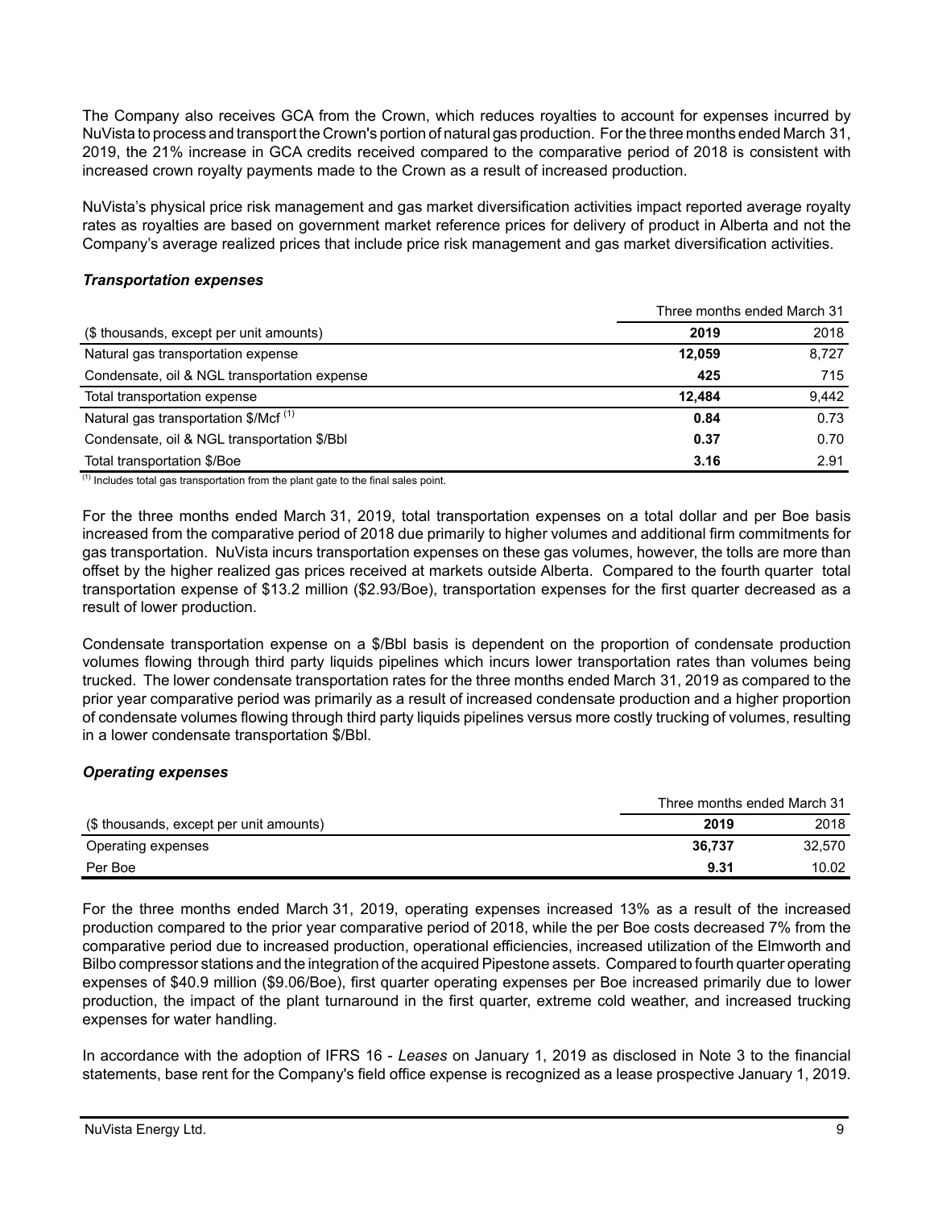The Company also receives GCA from the Crown, which reduces royalties to account for expenses incurred by NuVista to process and transport the Crown's portion of natural gas production. For the three months ended March 31, 2019, the 21% increase in GCA credits received compared to the comparative period of 2018 is consistent with increased crown royalty payments made to the Crown as a result of increased production.

NuVista's physical price risk management and gas market diversification activities impact reported average royalty rates as royalties are based on government market reference prices for delivery of product in Alberta and not the Company's average realized prices that include price risk management and gas market diversification activities.

***Transportation expenses***

| | Three months ended March 31 | |
|---|---|---|
| ($ thousands, except per unit amounts) | **2019** | 2018 |
| Natural gas transportation expense | **12,059** | 8,727 |
| Condensate, oil & NGL transportation expense | **425** | 715 |
| Total transportation expense | **12,484** | 9,442 |
| Natural gas transportation $/Mcf (1) | **0.84** | 0.73 |
| Condensate, oil & NGL transportation $/Bbl | **0.37** | 0.70 |
| Total transportation $/Boe | **3.16** | 2.91 |

(1) Includes total gas transportation from the plant gate to the final sales point.

For the three months ended March 31, 2019, total transportation expenses on a total dollar and per Boe basis increased from the comparative period of 2018 due primarily to higher volumes and additional firm commitments for gas transportation. NuVista incurs transportation expenses on these gas volumes, however, the tolls are more than offset by the higher realized gas prices received at markets outside Alberta. Compared to the fourth quarter total transportation expense of $13.2 million ($2.93/Boe), transportation expenses for the first quarter decreased as a result of lower production.

Condensate transportation expense on a $/Bbl basis is dependent on the proportion of condensate production volumes flowing through third party liquids pipelines which incurs lower transportation rates than volumes being trucked. The lower condensate transportation rates for the three months ended March 31, 2019 as compared to the prior year comparative period was primarily as a result of increased condensate production and a higher proportion of condensate volumes flowing through third party liquids pipelines versus more costly trucking of volumes, resulting in a lower condensate transportation $/Bbl.

***Operating expenses***

| | Three months ended March 31 | |
|---|---|---|
| ($ thousands, except per unit amounts) | **2019** | 2018 |
| Operating expenses | **36,737** | 32,570 |
| Per Boe | **9.31** | 10.02 |

For the three months ended March 31, 2019, operating expenses increased 13% as a result of the increased production compared to the prior year comparative period of 2018, while the per Boe costs decreased 7% from the comparative period due to increased production, operational efficiencies, increased utilization of the Elmworth and Bilbo compressor stations and the integration of the acquired Pipestone assets. Compared to fourth quarter operating expenses of $40.9 million ($9.06/Boe), first quarter operating expenses per Boe increased primarily due to lower production, the impact of the plant turnaround in the first quarter, extreme cold weather, and increased trucking expenses for water handling.

In accordance with the adoption of IFRS 16 - *Leases* on January 1, 2019 as disclosed in Note 3 to the financial statements, base rent for the Company's field office expense is recognized as a lease prospective January 1, 2019.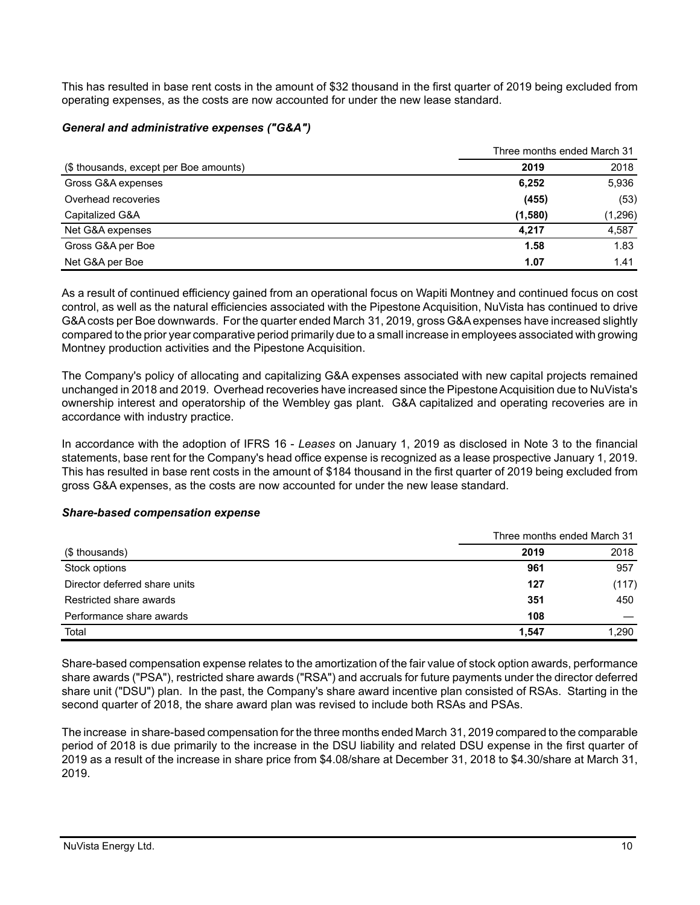This has resulted in base rent costs in the amount of $32 thousand in the first quarter of 2019 being excluded from operating expenses, as the costs are now accounted for under the new lease standard.

### *General and administrative expenses ("G&A")*

| | Three months ended March 31 | |
|---|---|---|
| ($ thousands, except per Boe amounts) | **2019** | 2018 |
| Gross G&A expenses | **6,252** | 5,936 |
| Overhead recoveries | **(455)** | (53) |
| Capitalized G&A | **(1,580)** | (1,296) |
| Net G&A expenses | **4,217** | 4,587 |
| Gross G&A per Boe | **1.58** | 1.83 |
| Net G&A per Boe | **1.07** | 1.41 |

As a result of continued efficiency gained from an operational focus on Wapiti Montney and continued focus on cost control, as well as the natural efficiencies associated with the Pipestone Acquisition, NuVista has continued to drive G&A costs per Boe downwards. For the quarter ended March 31, 2019, gross G&A expenses have increased slightly compared to the prior year comparative period primarily due to a small increase in employees associated with growing Montney production activities and the Pipestone Acquisition.

The Company's policy of allocating and capitalizing G&A expenses associated with new capital projects remained unchanged in 2018 and 2019. Overhead recoveries have increased since the Pipestone Acquisition due to NuVista's ownership interest and operatorship of the Wembley gas plant. G&A capitalized and operating recoveries are in accordance with industry practice.

In accordance with the adoption of IFRS 16 - *Leases* on January 1, 2019 as disclosed in Note 3 to the financial statements, base rent for the Company's head office expense is recognized as a lease prospective January 1, 2019. This has resulted in base rent costs in the amount of $184 thousand in the first quarter of 2019 being excluded from gross G&A expenses, as the costs are now accounted for under the new lease standard.

### *Share-based compensation expense*

| | Three months ended March 31 | |
|---|---|---|
| ($ thousands) | **2019** | 2018 |
| Stock options | **961** | 957 |
| Director deferred share units | **127** | (117) |
| Restricted share awards | **351** | 450 |
| Performance share awards | **108** | — |
| Total | **1,547** | 1,290 |

Share-based compensation expense relates to the amortization of the fair value of stock option awards, performance share awards ("PSA"), restricted share awards ("RSA") and accruals for future payments under the director deferred share unit ("DSU") plan. In the past, the Company's share award incentive plan consisted of RSAs. Starting in the second quarter of 2018, the share award plan was revised to include both RSAs and PSAs.

The increase in share-based compensation for the three months ended March 31, 2019 compared to the comparable period of 2018 is due primarily to the increase in the DSU liability and related DSU expense in the first quarter of 2019 as a result of the increase in share price from $4.08/share at December 31, 2018 to $4.30/share at March 31, 2019.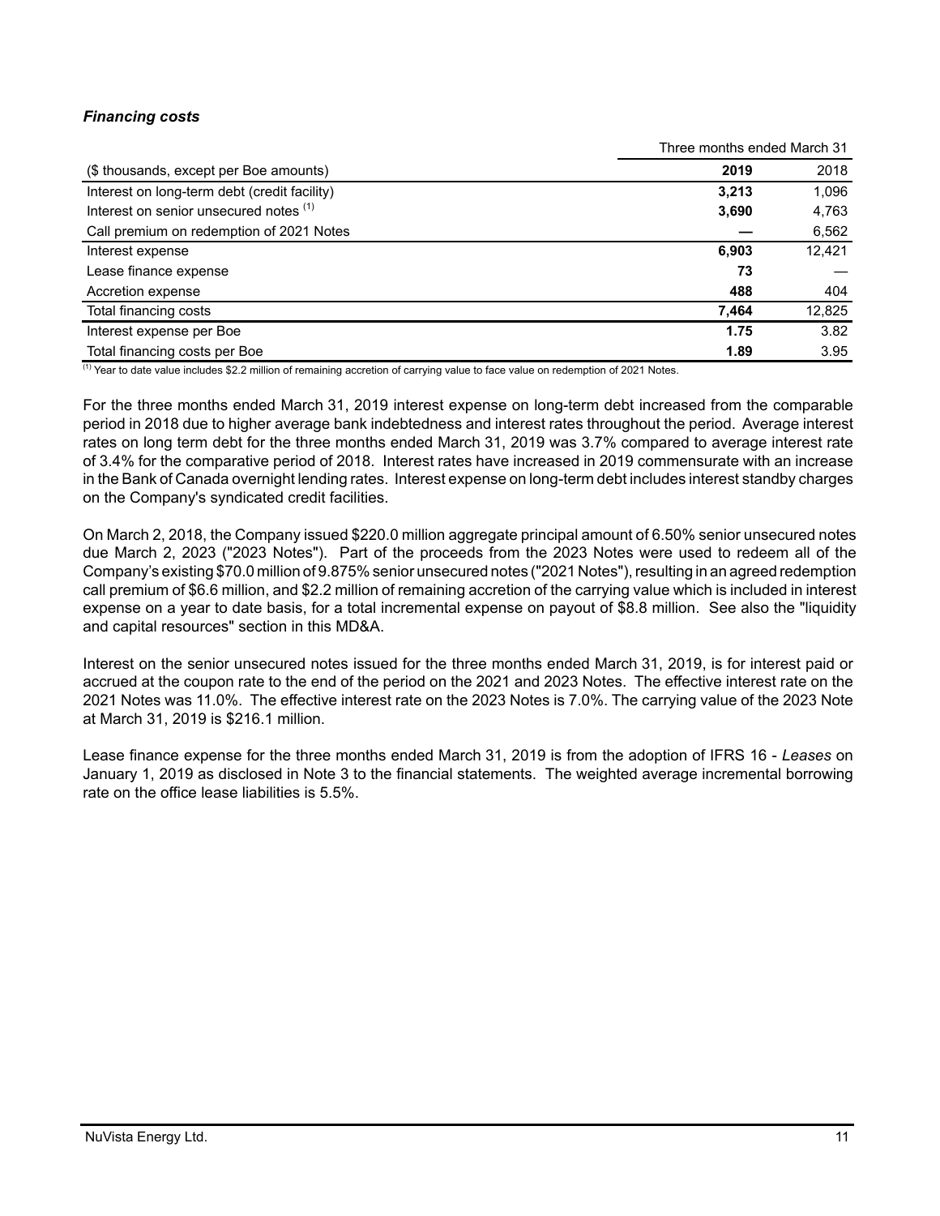***Financing costs***

| | Three months ended March 31 | |
|---|---|---|
| ($ thousands, except per Boe amounts) | **2019** | 2018 |
| Interest on long-term debt (credit facility) | **3,213** | 1,096 |
| Interest on senior unsecured notes [(1)] | **3,690** | 4,763 |
| Call premium on redemption of 2021 Notes | **—** | 6,562 |
| Interest expense | **6,903** | 12,421 |
| Lease finance expense | **73** | — |
| Accretion expense | **488** | 404 |
| Total financing costs | **7,464** | 12,825 |
| Interest expense per Boe | **1.75** | 3.82 |
| Total financing costs per Boe | **1.89** | 3.95 |

[(1)] Year to date value includes $2.2 million of remaining accretion of carrying value to face value on redemption of 2021 Notes.

For the three months ended March 31, 2019 interest expense on long-term debt increased from the comparable period in 2018 due to higher average bank indebtedness and interest rates throughout the period. Average interest rates on long term debt for the three months ended March 31, 2019 was 3.7% compared to average interest rate of 3.4% for the comparative period of 2018. Interest rates have increased in 2019 commensurate with an increase in the Bank of Canada overnight lending rates. Interest expense on long-term debt includes interest standby charges on the Company's syndicated credit facilities.

On March 2, 2018, the Company issued $220.0 million aggregate principal amount of 6.50% senior unsecured notes due March 2, 2023 ("2023 Notes"). Part of the proceeds from the 2023 Notes were used to redeem all of the Company's existing $70.0 million of 9.875% senior unsecured notes ("2021 Notes"), resulting in an agreed redemption call premium of $6.6 million, and $2.2 million of remaining accretion of the carrying value which is included in interest expense on a year to date basis, for a total incremental expense on payout of $8.8 million. See also the "liquidity and capital resources" section in this MD&A.

Interest on the senior unsecured notes issued for the three months ended March 31, 2019, is for interest paid or accrued at the coupon rate to the end of the period on the 2021 and 2023 Notes. The effective interest rate on the 2021 Notes was 11.0%. The effective interest rate on the 2023 Notes is 7.0%. The carrying value of the 2023 Note at March 31, 2019 is $216.1 million.

Lease finance expense for the three months ended March 31, 2019 is from the adoption of IFRS 16 - *Leases* on January 1, 2019 as disclosed in Note 3 to the financial statements. The weighted average incremental borrowing rate on the office lease liabilities is 5.5%.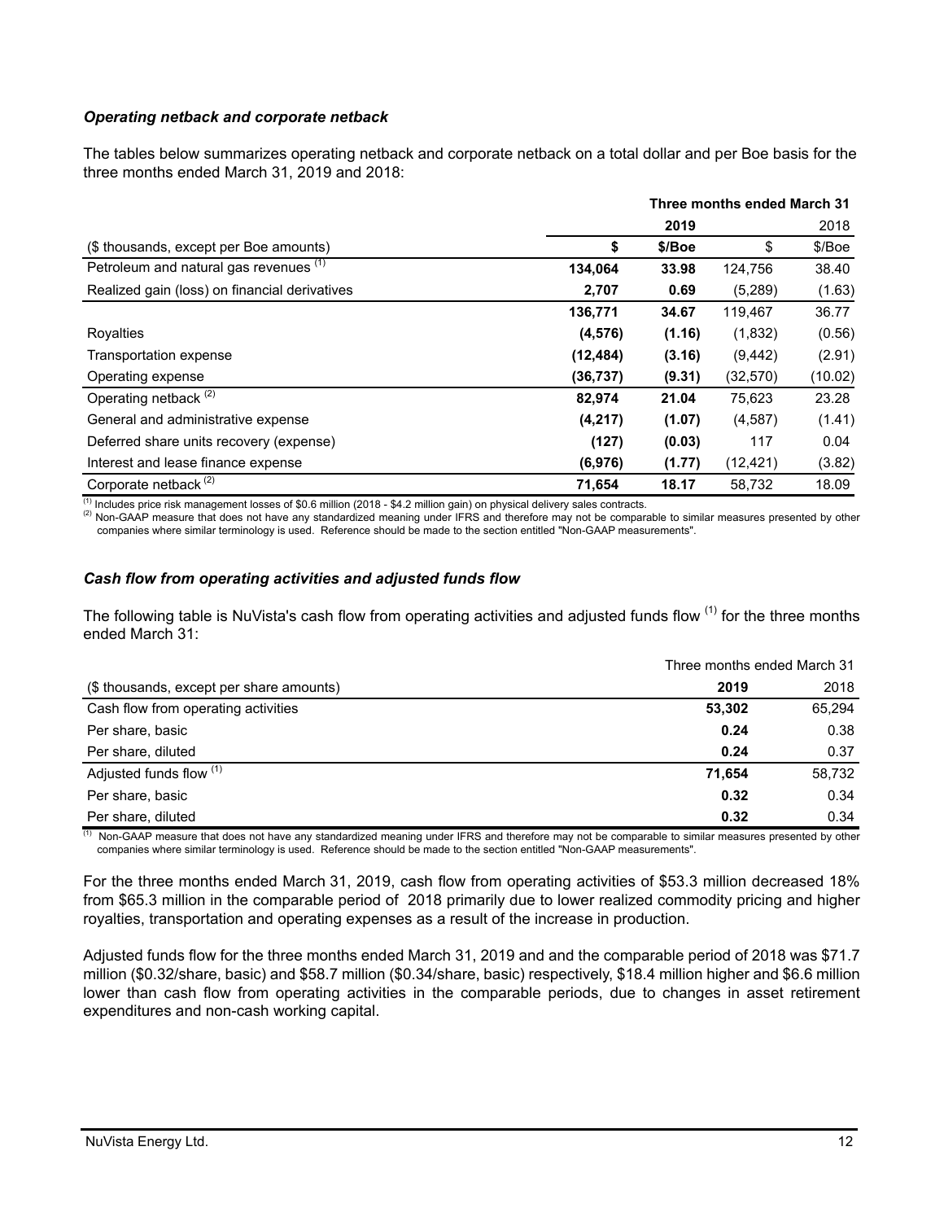### *Operating netback and corporate netback*

The tables below summarizes operating netback and corporate netback on a total dollar and per Boe basis for the three months ended March 31, 2019 and 2018:

| | **Three months ended March 31** | | | |
|---|---|---|---|---|
| | **2019** | | 2018 | |
| ($ thousands, except per Boe amounts) | **$** | **$/Boe** | $ | $/Boe |
| Petroleum and natural gas revenues [(1)] | **134,064** | **33.98** | 124,756 | 38.40 |
| Realized gain (loss) on financial derivatives | **2,707** | **0.69** | (5,289) | (1.63) |
| | **136,771** | **34.67** | 119,467 | 36.77 |
| Royalties | **(4,576)** | **(1.16)** | (1,832) | (0.56) |
| Transportation expense | **(12,484)** | **(3.16)** | (9,442) | (2.91) |
| Operating expense | **(36,737)** | **(9.31)** | (32,570) | (10.02) |
| Operating netback [(2)] | **82,974** | **21.04** | 75,623 | 23.28 |
| General and administrative expense | **(4,217)** | **(1.07)** | (4,587) | (1.41) |
| Deferred share units recovery (expense) | **(127)** | **(0.03)** | 117 | 0.04 |
| Interest and lease finance expense | **(6,976)** | **(1.77)** | (12,421) | (3.82) |
| Corporate netback [(2)] | **71,654** | **18.17** | 58,732 | 18.09 |

[(1)] Includes price risk management losses of $0.6 million (2018 - $4.2 million gain) on physical delivery sales contracts.
[(2)] Non-GAAP measure that does not have any standardized meaning under IFRS and therefore may not be comparable to similar measures presented by other companies where similar terminology is used. Reference should be made to the section entitled "Non-GAAP measurements".

### *Cash flow from operating activities and adjusted funds flow*

The following table is NuVista's cash flow from operating activities and adjusted funds flow [(1)] for the three months ended March 31:

| | Three months ended March 31 | |
|---|---|---|
| ($ thousands, except per share amounts) | **2019** | 2018 |
| Cash flow from operating activities | **53,302** | 65,294 |
| Per share, basic | **0.24** | 0.38 |
| Per share, diluted | **0.24** | 0.37 |
| Adjusted funds flow [(1)] | **71,654** | 58,732 |
| Per share, basic | **0.32** | 0.34 |
| Per share, diluted | **0.32** | 0.34 |

[(1)] Non-GAAP measure that does not have any standardized meaning under IFRS and therefore may not be comparable to similar measures presented by other companies where similar terminology is used. Reference should be made to the section entitled "Non-GAAP measurements".

For the three months ended March 31, 2019, cash flow from operating activities of $53.3 million decreased 18% from $65.3 million in the comparable period of 2018 primarily due to lower realized commodity pricing and higher royalties, transportation and operating expenses as a result of the increase in production.

Adjusted funds flow for the three months ended March 31, 2019 and and the comparable period of 2018 was $71.7 million ($0.32/share, basic) and $58.7 million ($0.34/share, basic) respectively, $18.4 million higher and $6.6 million lower than cash flow from operating activities in the comparable periods, due to changes in asset retirement expenditures and non-cash working capital.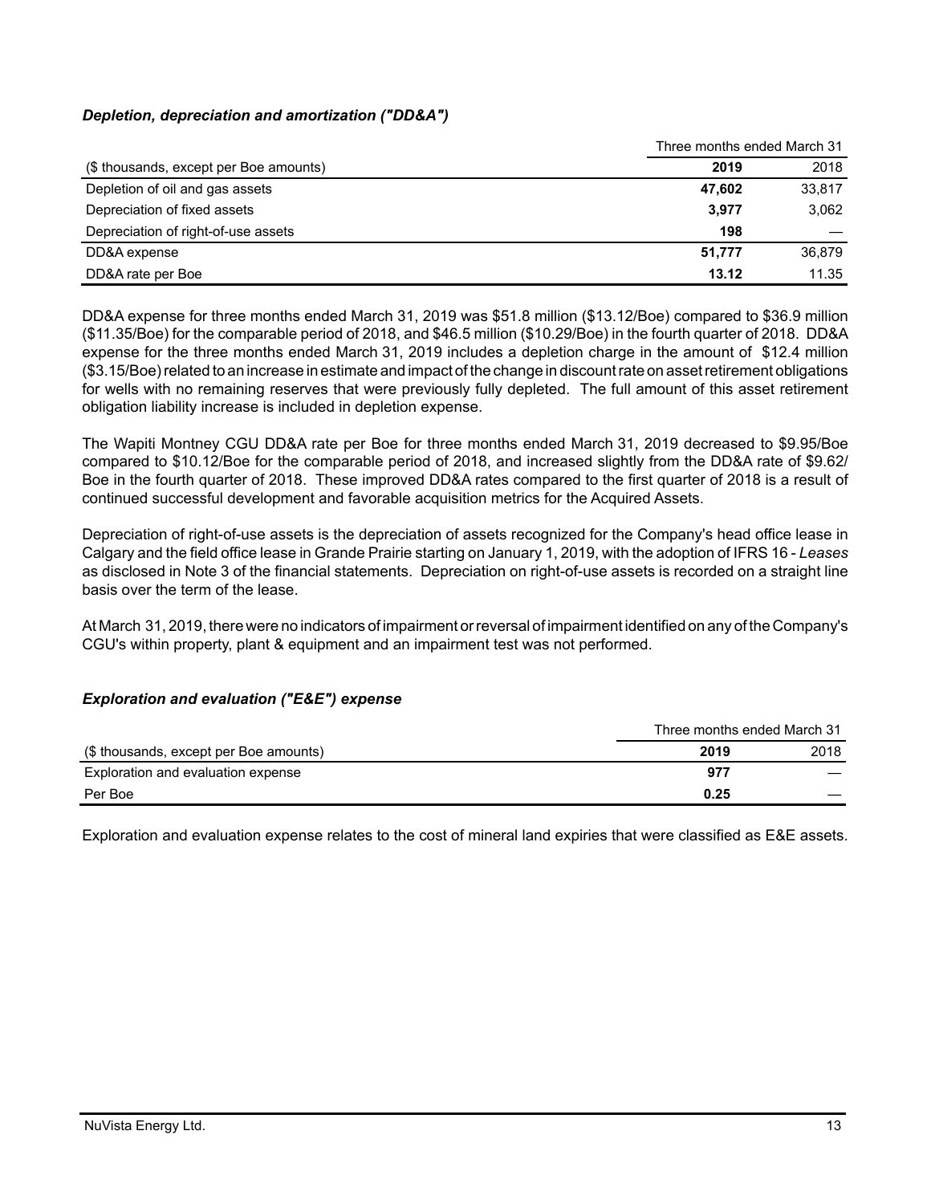### *Depletion, depreciation and amortization ("DD&A")*

| | Three months ended March 31 | |
|---|---|---|
| ($ thousands, except per Boe amounts) | **2019** | 2018 |
| Depletion of oil and gas assets | **47,602** | 33,817 |
| Depreciation of fixed assets | **3,977** | 3,062 |
| Depreciation of right-of-use assets | **198** | — |
| DD&A expense | **51,777** | 36,879 |
| DD&A rate per Boe | **13.12** | 11.35 |

DD&A expense for three months ended March 31, 2019 was $51.8 million ($13.12/Boe) compared to $36.9 million ($11.35/Boe) for the comparable period of 2018, and $46.5 million ($10.29/Boe) in the fourth quarter of 2018. DD&A expense for the three months ended March 31, 2019 includes a depletion charge in the amount of $12.4 million ($3.15/Boe) related to an increase in estimate and impact of the change in discount rate on asset retirement obligations for wells with no remaining reserves that were previously fully depleted. The full amount of this asset retirement obligation liability increase is included in depletion expense.

The Wapiti Montney CGU DD&A rate per Boe for three months ended March 31, 2019 decreased to $9.95/Boe compared to $10.12/Boe for the comparable period of 2018, and increased slightly from the DD&A rate of $9.62/Boe in the fourth quarter of 2018. These improved DD&A rates compared to the first quarter of 2018 is a result of continued successful development and favorable acquisition metrics for the Acquired Assets.

Depreciation of right-of-use assets is the depreciation of assets recognized for the Company's head office lease in Calgary and the field office lease in Grande Prairie starting on January 1, 2019, with the adoption of IFRS 16 - *Leases* as disclosed in Note 3 of the financial statements. Depreciation on right-of-use assets is recorded on a straight line basis over the term of the lease.

At March 31, 2019, there were no indicators of impairment or reversal of impairment identified on any of the Company's CGU's within property, plant & equipment and an impairment test was not performed.

### *Exploration and evaluation ("E&E") expense*

| | Three months ended March 31 | |
|---|---|---|
| ($ thousands, except per Boe amounts) | **2019** | 2018 |
| Exploration and evaluation expense | **977** | — |
| Per Boe | **0.25** | — |

Exploration and evaluation expense relates to the cost of mineral land expiries that were classified as E&E assets.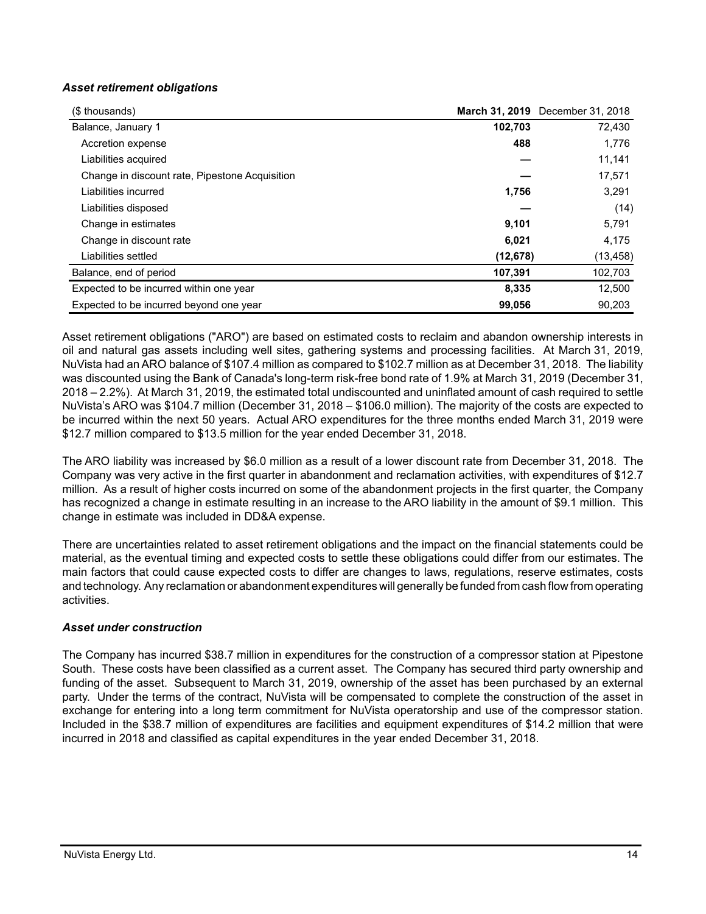### *Asset retirement obligations*

| ($ thousands) | **March 31, 2019** | December 31, 2018 |
|---|---|---|
| Balance, January 1 | **102,703** | 72,430 |
| Accretion expense | **488** | 1,776 |
| Liabilities acquired | **—** | 11,141 |
| Change in discount rate, Pipestone Acquisition | **—** | 17,571 |
| Liabilities incurred | **1,756** | 3,291 |
| Liabilities disposed | **—** | (14) |
| Change in estimates | **9,101** | 5,791 |
| Change in discount rate | **6,021** | 4,175 |
| Liabilities settled | **(12,678)** | (13,458) |
| Balance, end of period | **107,391** | 102,703 |
| Expected to be incurred within one year | **8,335** | 12,500 |
| Expected to be incurred beyond one year | **99,056** | 90,203 |

Asset retirement obligations ("ARO") are based on estimated costs to reclaim and abandon ownership interests in oil and natural gas assets including well sites, gathering systems and processing facilities. At March 31, 2019, NuVista had an ARO balance of $107.4 million as compared to $102.7 million as at December 31, 2018. The liability was discounted using the Bank of Canada's long-term risk-free bond rate of 1.9% at March 31, 2019 (December 31, 2018 – 2.2%). At March 31, 2019, the estimated total undiscounted and uninflated amount of cash required to settle NuVista's ARO was $104.7 million (December 31, 2018 – $106.0 million). The majority of the costs are expected to be incurred within the next 50 years. Actual ARO expenditures for the three months ended March 31, 2019 were $12.7 million compared to $13.5 million for the year ended December 31, 2018.

The ARO liability was increased by $6.0 million as a result of a lower discount rate from December 31, 2018. The Company was very active in the first quarter in abandonment and reclamation activities, with expenditures of $12.7 million. As a result of higher costs incurred on some of the abandonment projects in the first quarter, the Company has recognized a change in estimate resulting in an increase to the ARO liability in the amount of $9.1 million. This change in estimate was included in DD&A expense.

There are uncertainties related to asset retirement obligations and the impact on the financial statements could be material, as the eventual timing and expected costs to settle these obligations could differ from our estimates. The main factors that could cause expected costs to differ are changes to laws, regulations, reserve estimates, costs and technology. Any reclamation or abandonment expenditures will generally be funded from cash flow from operating activities.

### *Asset under construction*

The Company has incurred $38.7 million in expenditures for the construction of a compressor station at Pipestone South. These costs have been classified as a current asset. The Company has secured third party ownership and funding of the asset. Subsequent to March 31, 2019, ownership of the asset has been purchased by an external party. Under the terms of the contract, NuVista will be compensated to complete the construction of the asset in exchange for entering into a long term commitment for NuVista operatorship and use of the compressor station. Included in the $38.7 million of expenditures are facilities and equipment expenditures of $14.2 million that were incurred in 2018 and classified as capital expenditures in the year ended December 31, 2018.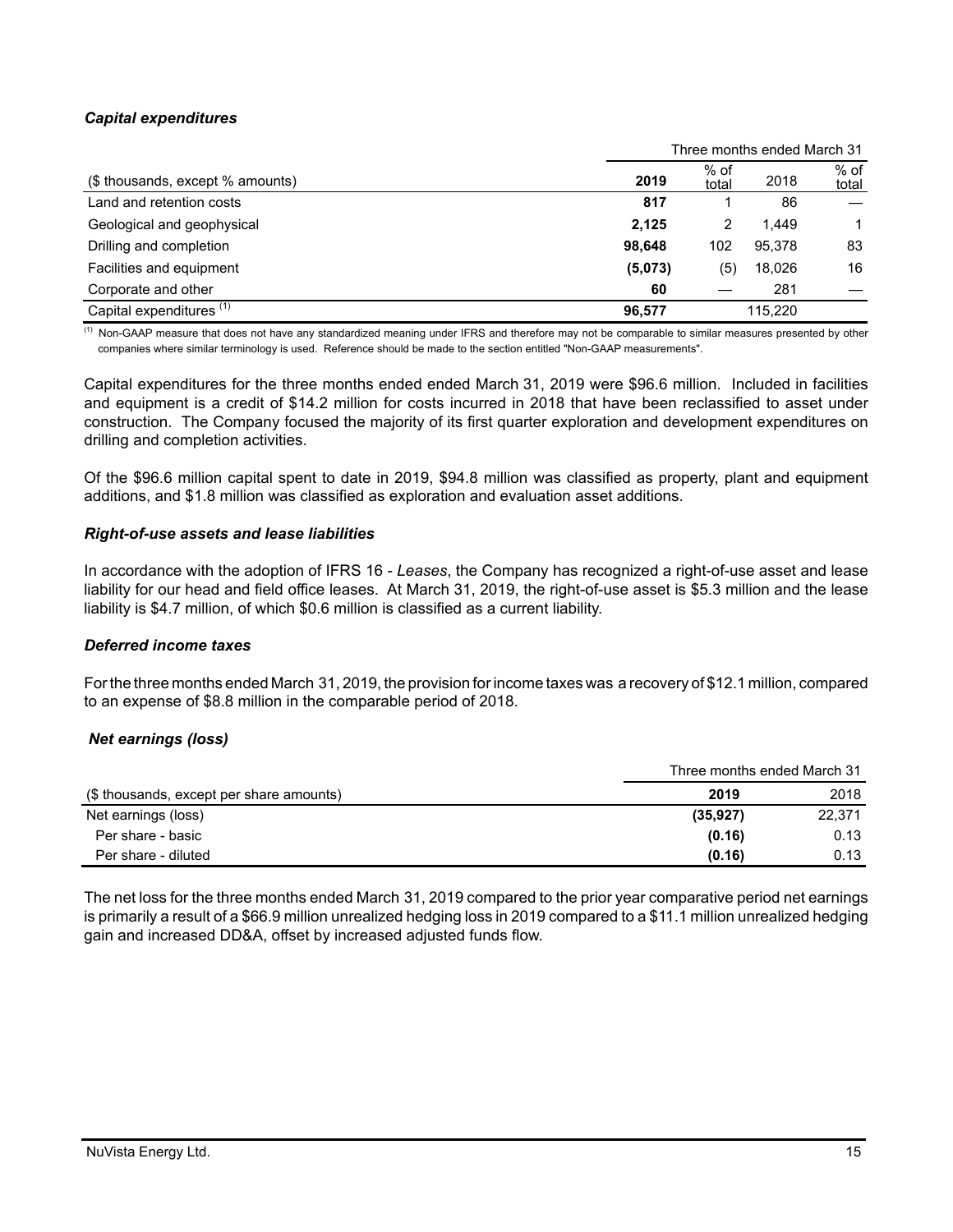### *Capital expenditures*

| ($ thousands, except % amounts) | Three months ended March 31 | | | |
|---|---|---|---|---|
| | **2019** | % of total | 2018 | % of total |
| Land and retention costs | **817** | 1 | 86 | — |
| Geological and geophysical | **2,125** | 2 | 1,449 | 1 |
| Drilling and completion | **98,648** | 102 | 95,378 | 83 |
| Facilities and equipment | **(5,073)** | (5) | 18,026 | 16 |
| Corporate and other | **60** | — | 281 | — |
| Capital expenditures [(1)] | **96,577** | | 115,220 | |

[(1)] Non-GAAP measure that does not have any standardized meaning under IFRS and therefore may not be comparable to similar measures presented by other companies where similar terminology is used. Reference should be made to the section entitled "Non-GAAP measurements".

Capital expenditures for the three months ended ended March 31, 2019 were $96.6 million. Included in facilities and equipment is a credit of $14.2 million for costs incurred in 2018 that have been reclassified to asset under construction. The Company focused the majority of its first quarter exploration and development expenditures on drilling and completion activities.

Of the $96.6 million capital spent to date in 2019, $94.8 million was classified as property, plant and equipment additions, and $1.8 million was classified as exploration and evaluation asset additions.

### *Right-of-use assets and lease liabilities*

In accordance with the adoption of IFRS 16 - *Leases*, the Company has recognized a right-of-use asset and lease liability for our head and field office leases. At March 31, 2019, the right-of-use asset is $5.3 million and the lease liability is $4.7 million, of which $0.6 million is classified as a current liability.

### *Deferred income taxes*

For the three months ended March 31, 2019, the provision for income taxes was a recovery of $12.1 million, compared to an expense of $8.8 million in the comparable period of 2018.

### *Net earnings (loss)*

| ($ thousands, except per share amounts) | Three months ended March 31 | |
|---|---|---|
| | **2019** | 2018 |
| Net earnings (loss) | **(35,927)** | 22,371 |
| Per share - basic | **(0.16)** | 0.13 |
| Per share - diluted | **(0.16)** | 0.13 |

The net loss for the three months ended March 31, 2019 compared to the prior year comparative period net earnings is primarily a result of a $66.9 million unrealized hedging loss in 2019 compared to a $11.1 million unrealized hedging gain and increased DD&A, offset by increased adjusted funds flow.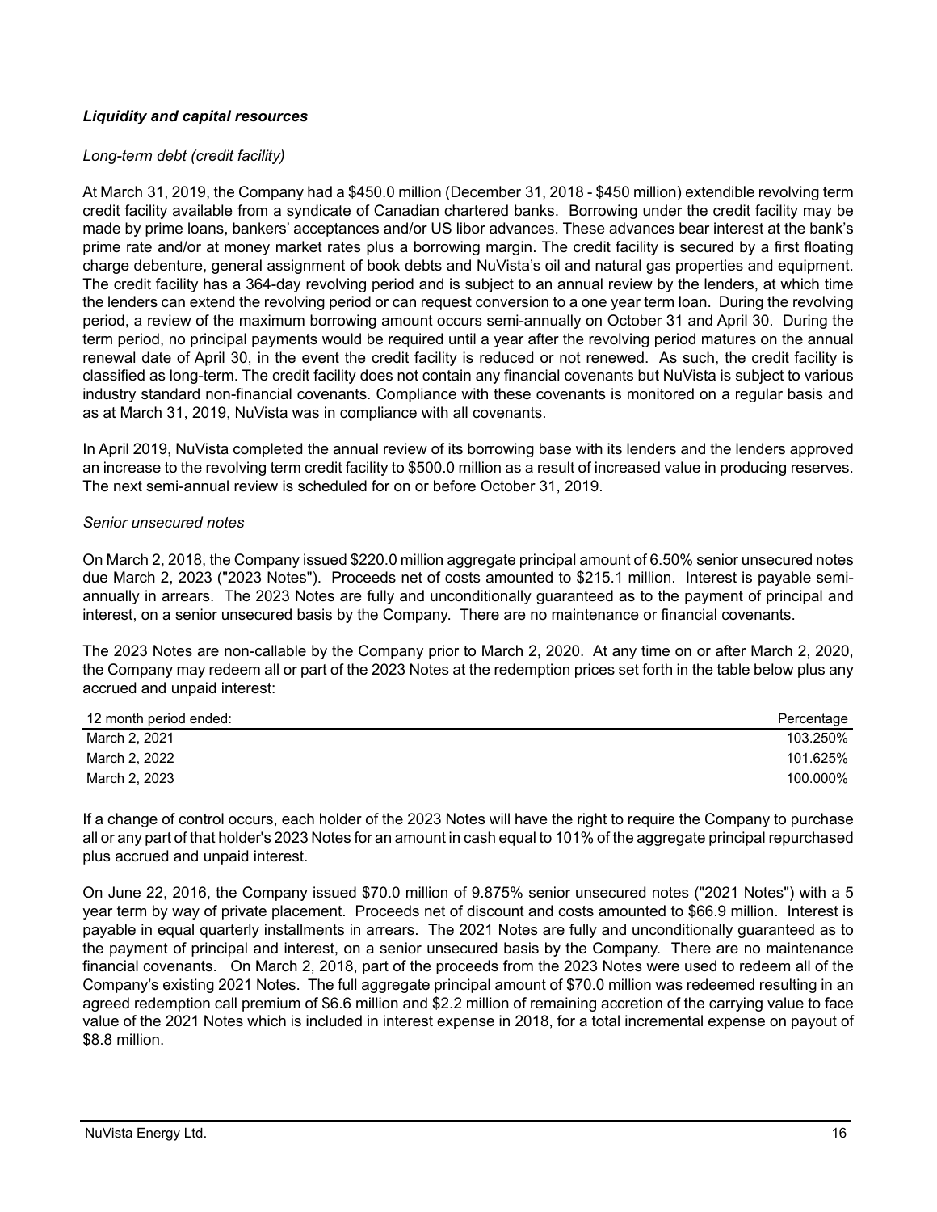***Liquidity and capital resources***

*Long-term debt (credit facility)*

At March 31, 2019, the Company had a $450.0 million (December 31, 2018 - $450 million) extendible revolving term credit facility available from a syndicate of Canadian chartered banks. Borrowing under the credit facility may be made by prime loans, bankers' acceptances and/or US libor advances. These advances bear interest at the bank's prime rate and/or at money market rates plus a borrowing margin. The credit facility is secured by a first floating charge debenture, general assignment of book debts and NuVista's oil and natural gas properties and equipment. The credit facility has a 364-day revolving period and is subject to an annual review by the lenders, at which time the lenders can extend the revolving period or can request conversion to a one year term loan. During the revolving period, a review of the maximum borrowing amount occurs semi-annually on October 31 and April 30. During the term period, no principal payments would be required until a year after the revolving period matures on the annual renewal date of April 30, in the event the credit facility is reduced or not renewed. As such, the credit facility is classified as long-term. The credit facility does not contain any financial covenants but NuVista is subject to various industry standard non-financial covenants. Compliance with these covenants is monitored on a regular basis and as at March 31, 2019, NuVista was in compliance with all covenants.

In April 2019, NuVista completed the annual review of its borrowing base with its lenders and the lenders approved an increase to the revolving term credit facility to $500.0 million as a result of increased value in producing reserves. The next semi-annual review is scheduled for on or before October 31, 2019.

*Senior unsecured notes*

On March 2, 2018, the Company issued $220.0 million aggregate principal amount of 6.50% senior unsecured notes due March 2, 2023 ("2023 Notes"). Proceeds net of costs amounted to $215.1 million. Interest is payable semi-annually in arrears. The 2023 Notes are fully and unconditionally guaranteed as to the payment of principal and interest, on a senior unsecured basis by the Company. There are no maintenance or financial covenants.

The 2023 Notes are non-callable by the Company prior to March 2, 2020. At any time on or after March 2, 2020, the Company may redeem all or part of the 2023 Notes at the redemption prices set forth in the table below plus any accrued and unpaid interest:

| 12 month period ended: | Percentage |
|---|---|
| March 2, 2021 | 103.250% |
| March 2, 2022 | 101.625% |
| March 2, 2023 | 100.000% |

If a change of control occurs, each holder of the 2023 Notes will have the right to require the Company to purchase all or any part of that holder's 2023 Notes for an amount in cash equal to 101% of the aggregate principal repurchased plus accrued and unpaid interest.

On June 22, 2016, the Company issued $70.0 million of 9.875% senior unsecured notes ("2021 Notes") with a 5 year term by way of private placement. Proceeds net of discount and costs amounted to $66.9 million. Interest is payable in equal quarterly installments in arrears. The 2021 Notes are fully and unconditionally guaranteed as to the payment of principal and interest, on a senior unsecured basis by the Company. There are no maintenance financial covenants. On March 2, 2018, part of the proceeds from the 2023 Notes were used to redeem all of the Company's existing 2021 Notes. The full aggregate principal amount of $70.0 million was redeemed resulting in an agreed redemption call premium of $6.6 million and $2.2 million of remaining accretion of the carrying value to face value of the 2021 Notes which is included in interest expense in 2018, for a total incremental expense on payout of $8.8 million.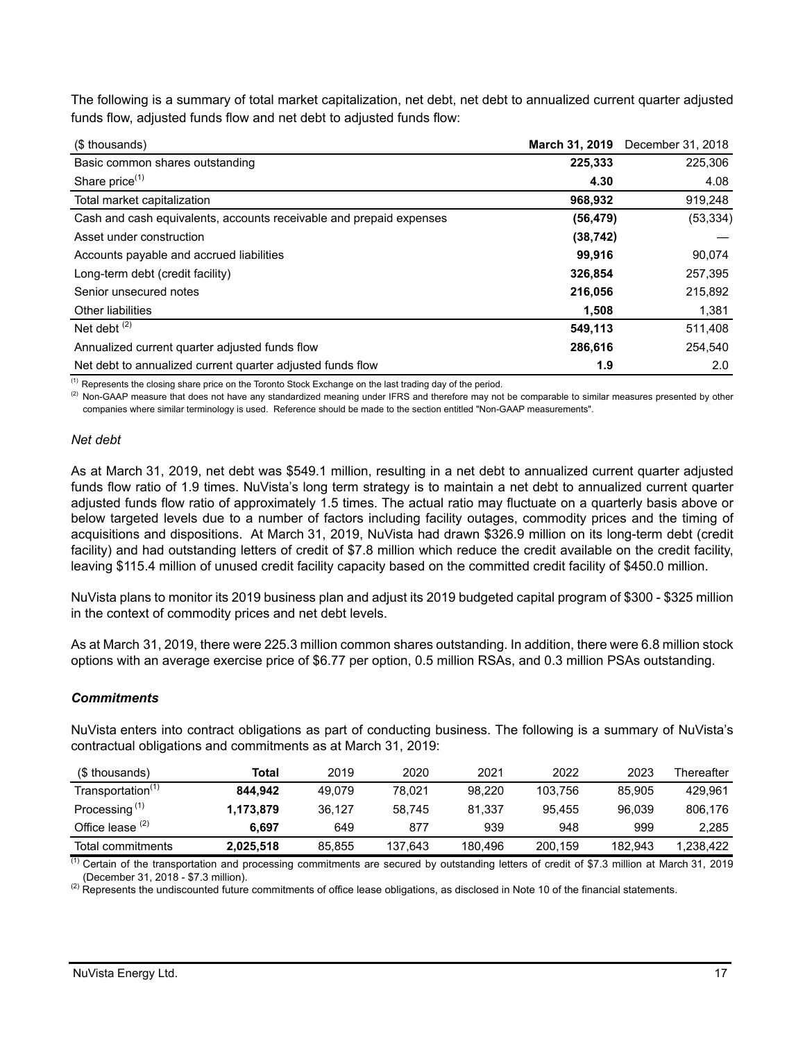The following is a summary of total market capitalization, net debt, net debt to annualized current quarter adjusted funds flow, adjusted funds flow and net debt to adjusted funds flow:

| ($ thousands) | **March 31, 2019** | December 31, 2018 |
|---|---|---|
| Basic common shares outstanding | **225,333** | 225,306 |
| Share price[(1)] | **4.30** | 4.08 |
| Total market capitalization | **968,932** | 919,248 |
| Cash and cash equivalents, accounts receivable and prepaid expenses | **(56,479)** | (53,334) |
| Asset under construction | **(38,742)** | — |
| Accounts payable and accrued liabilities | **99,916** | 90,074 |
| Long-term debt (credit facility) | **326,854** | 257,395 |
| Senior unsecured notes | **216,056** | 215,892 |
| Other liabilities | **1,508** | 1,381 |
| Net debt [(2)] | **549,113** | 511,408 |
| Annualized current quarter adjusted funds flow | **286,616** | 254,540 |
| Net debt to annualized current quarter adjusted funds flow | **1.9** | 2.0 |

(1) Represents the closing share price on the Toronto Stock Exchange on the last trading day of the period.

(2) Non-GAAP measure that does not have any standardized meaning under IFRS and therefore may not be comparable to similar measures presented by other companies where similar terminology is used. Reference should be made to the section entitled "Non-GAAP measurements".

*Net debt*

As at March 31, 2019, net debt was $549.1 million, resulting in a net debt to annualized current quarter adjusted funds flow ratio of 1.9 times. NuVista's long term strategy is to maintain a net debt to annualized current quarter adjusted funds flow ratio of approximately 1.5 times. The actual ratio may fluctuate on a quarterly basis above or below targeted levels due to a number of factors including facility outages, commodity prices and the timing of acquisitions and dispositions. At March 31, 2019, NuVista had drawn $326.9 million on its long-term debt (credit facility) and had outstanding letters of credit of $7.8 million which reduce the credit available on the credit facility, leaving $115.4 million of unused credit facility capacity based on the committed credit facility of $450.0 million.

NuVista plans to monitor its 2019 business plan and adjust its 2019 budgeted capital program of $300 - $325 million in the context of commodity prices and net debt levels.

As at March 31, 2019, there were 225.3 million common shares outstanding. In addition, there were 6.8 million stock options with an average exercise price of $6.77 per option, 0.5 million RSAs, and 0.3 million PSAs outstanding.

***Commitments***

NuVista enters into contract obligations as part of conducting business. The following is a summary of NuVista's contractual obligations and commitments as at March 31, 2019:

| ($ thousands) | **Total** | 2019 | 2020 | 2021 | 2022 | 2023 | Thereafter |
|---|---|---|---|---|---|---|---|
| Transportation[(1)] | **844,942** | 49,079 | 78,021 | 98,220 | 103,756 | 85,905 | 429,961 |
| Processing [(1)] | **1,173,879** | 36,127 | 58,745 | 81,337 | 95,455 | 96,039 | 806,176 |
| Office lease [(2)] | **6,697** | 649 | 877 | 939 | 948 | 999 | 2,285 |
| Total commitments | **2,025,518** | 85,855 | 137,643 | 180,496 | 200,159 | 182,943 | 1,238,422 |

(1) Certain of the transportation and processing commitments are secured by outstanding letters of credit of $7.3 million at March 31, 2019 (December 31, 2018 - $7.3 million).

(2) Represents the undiscounted future commitments of office lease obligations, as disclosed in Note 10 of the financial statements.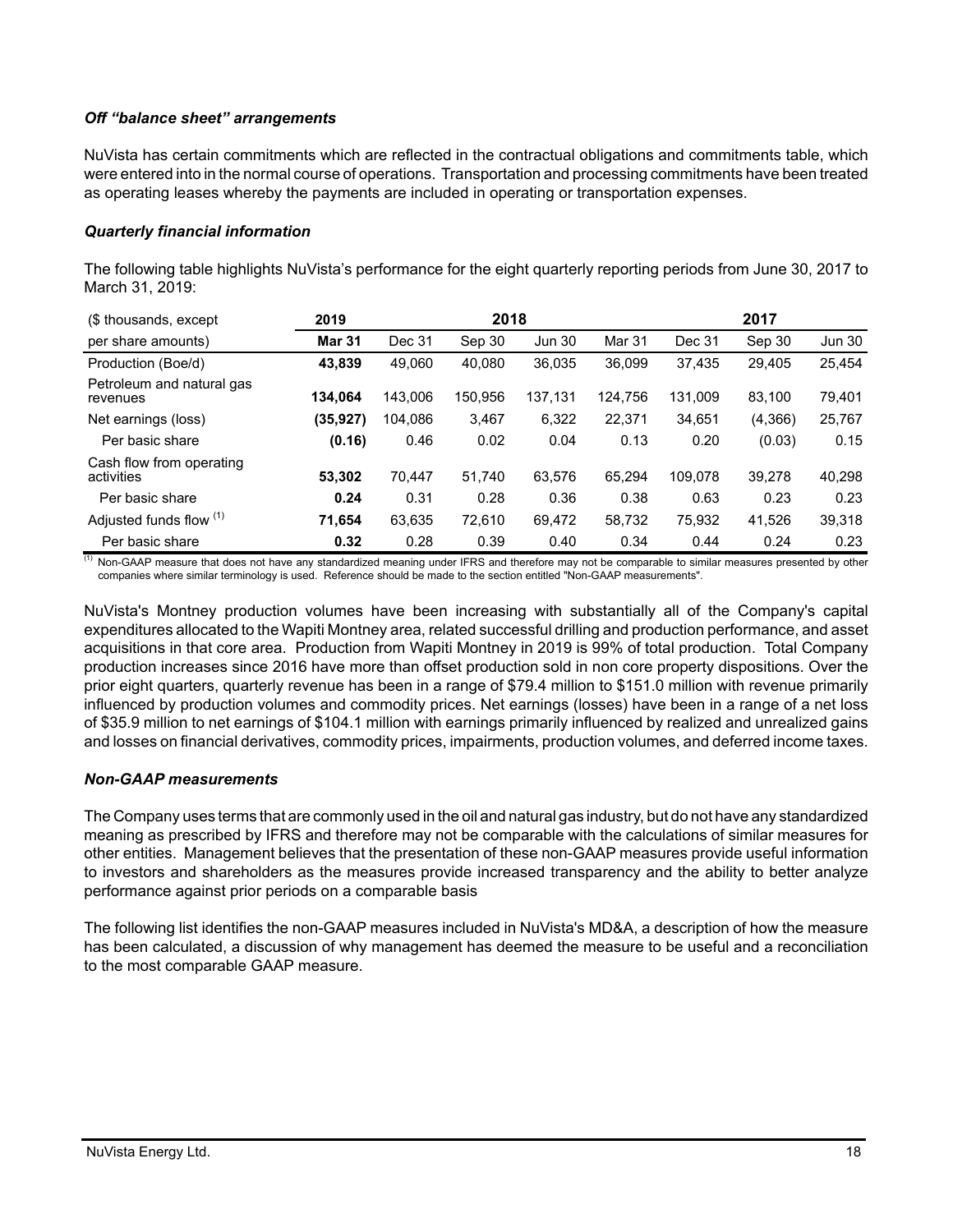### *Off "balance sheet" arrangements*

NuVista has certain commitments which are reflected in the contractual obligations and commitments table, which were entered into in the normal course of operations. Transportation and processing commitments have been treated as operating leases whereby the payments are included in operating or transportation expenses.

### *Quarterly financial information*

The following table highlights NuVista's performance for the eight quarterly reporting periods from June 30, 2017 to March 31, 2019:

| ($ thousands, except | **2019** | | 2018 | | | | 2017 | |
|---|---|---|---|---|---|---|---|---|
| per share amounts) | **Mar 31** | Dec 31 | Sep 30 | Jun 30 | Mar 31 | Dec 31 | Sep 30 | Jun 30 |
| Production (Boe/d) | **43,839** | 49,060 | 40,080 | 36,035 | 36,099 | 37,435 | 29,405 | 25,454 |
| Petroleum and natural gas revenues | **134,064** | 143,006 | 150,956 | 137,131 | 124,756 | 131,009 | 83,100 | 79,401 |
| Net earnings (loss) | **(35,927)** | 104,086 | 3,467 | 6,322 | 22,371 | 34,651 | (4,366) | 25,767 |
| Per basic share | **(0.16)** | 0.46 | 0.02 | 0.04 | 0.13 | 0.20 | (0.03) | 0.15 |
| Cash flow from operating activities | **53,302** | 70,447 | 51,740 | 63,576 | 65,294 | 109,078 | 39,278 | 40,298 |
| Per basic share | **0.24** | 0.31 | 0.28 | 0.36 | 0.38 | 0.63 | 0.23 | 0.23 |
| Adjusted funds flow [(1)] | **71,654** | 63,635 | 72,610 | 69,472 | 58,732 | 75,932 | 41,526 | 39,318 |
| Per basic share | **0.32** | 0.28 | 0.39 | 0.40 | 0.34 | 0.44 | 0.24 | 0.23 |

[(1)] Non-GAAP measure that does not have any standardized meaning under IFRS and therefore may not be comparable to similar measures presented by other companies where similar terminology is used. Reference should be made to the section entitled "Non-GAAP measurements".

NuVista's Montney production volumes have been increasing with substantially all of the Company's capital expenditures allocated to the Wapiti Montney area, related successful drilling and production performance, and asset acquisitions in that core area. Production from Wapiti Montney in 2019 is 99% of total production. Total Company production increases since 2016 have more than offset production sold in non core property dispositions. Over the prior eight quarters, quarterly revenue has been in a range of $79.4 million to $151.0 million with revenue primarily influenced by production volumes and commodity prices. Net earnings (losses) have been in a range of a net loss of $35.9 million to net earnings of $104.1 million with earnings primarily influenced by realized and unrealized gains and losses on financial derivatives, commodity prices, impairments, production volumes, and deferred income taxes.

### *Non-GAAP measurements*

The Company uses terms that are commonly used in the oil and natural gas industry, but do not have any standardized meaning as prescribed by IFRS and therefore may not be comparable with the calculations of similar measures for other entities. Management believes that the presentation of these non-GAAP measures provide useful information to investors and shareholders as the measures provide increased transparency and the ability to better analyze performance against prior periods on a comparable basis

The following list identifies the non-GAAP measures included in NuVista's MD&A, a description of how the measure has been calculated, a discussion of why management has deemed the measure to be useful and a reconciliation to the most comparable GAAP measure.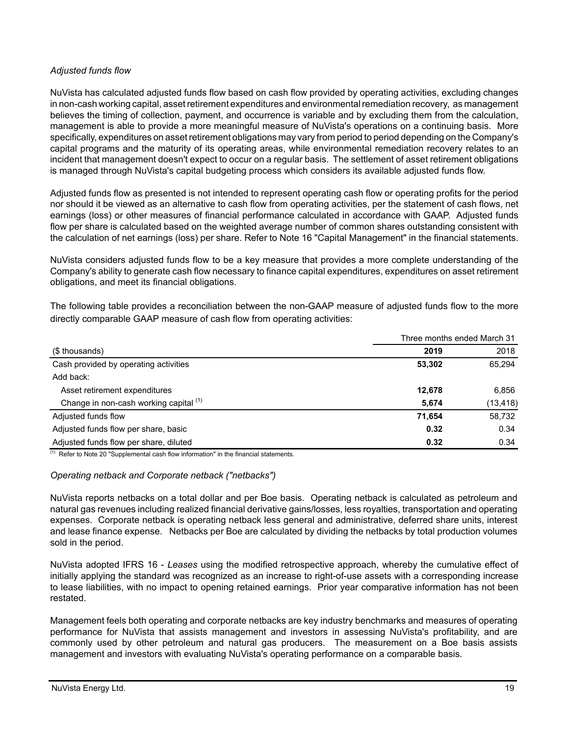*Adjusted funds flow*

NuVista has calculated adjusted funds flow based on cash flow provided by operating activities, excluding changes in non-cash working capital, asset retirement expenditures and environmental remediation recovery, as management believes the timing of collection, payment, and occurrence is variable and by excluding them from the calculation, management is able to provide a more meaningful measure of NuVista's operations on a continuing basis. More specifically, expenditures on asset retirement obligations may vary from period to period depending on the Company's capital programs and the maturity of its operating areas, while environmental remediation recovery relates to an incident that management doesn't expect to occur on a regular basis. The settlement of asset retirement obligations is managed through NuVista's capital budgeting process which considers its available adjusted funds flow.

Adjusted funds flow as presented is not intended to represent operating cash flow or operating profits for the period nor should it be viewed as an alternative to cash flow from operating activities, per the statement of cash flows, net earnings (loss) or other measures of financial performance calculated in accordance with GAAP. Adjusted funds flow per share is calculated based on the weighted average number of common shares outstanding consistent with the calculation of net earnings (loss) per share. Refer to Note 16 "Capital Management" in the financial statements.

NuVista considers adjusted funds flow to be a key measure that provides a more complete understanding of the Company's ability to generate cash flow necessary to finance capital expenditures, expenditures on asset retirement obligations, and meet its financial obligations.

The following table provides a reconciliation between the non-GAAP measure of adjusted funds flow to the more directly comparable GAAP measure of cash flow from operating activities:

| | Three months ended March 31 | |
|---|---|---|
| ($ thousands) | **2019** | 2018 |
| Cash provided by operating activities | **53,302** | 65,294 |
| Add back: | | |
| Asset retirement expenditures | **12,678** | 6,856 |
| Change in non-cash working capital [1] | **5,674** | (13,418) |
| Adjusted funds flow | **71,654** | 58,732 |
| Adjusted funds flow per share, basic | **0.32** | 0.34 |
| Adjusted funds flow per share, diluted | **0.32** | 0.34 |

[1] Refer to Note 20 "Supplemental cash flow information" in the financial statements.

*Operating netback and Corporate netback ("netbacks")*

NuVista reports netbacks on a total dollar and per Boe basis. Operating netback is calculated as petroleum and natural gas revenues including realized financial derivative gains/losses, less royalties, transportation and operating expenses. Corporate netback is operating netback less general and administrative, deferred share units, interest and lease finance expense. Netbacks per Boe are calculated by dividing the netbacks by total production volumes sold in the period.

NuVista adopted IFRS 16 - *Leases* using the modified retrospective approach, whereby the cumulative effect of initially applying the standard was recognized as an increase to right-of-use assets with a corresponding increase to lease liabilities, with no impact to opening retained earnings. Prior year comparative information has not been restated.

Management feels both operating and corporate netbacks are key industry benchmarks and measures of operating performance for NuVista that assists management and investors in assessing NuVista's profitability, and are commonly used by other petroleum and natural gas producers. The measurement on a Boe basis assists management and investors with evaluating NuVista's operating performance on a comparable basis.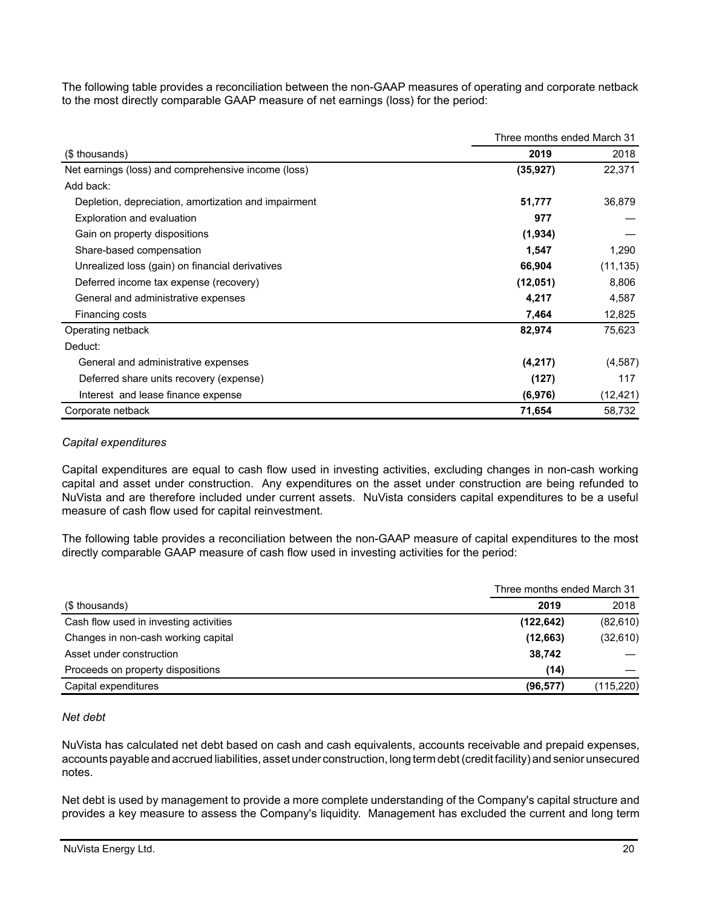The following table provides a reconciliation between the non-GAAP measures of operating and corporate netback to the most directly comparable GAAP measure of net earnings (loss) for the period:

| | Three months ended March 31 | |
|---|---|---|
| ($ thousands) | **2019** | 2018 |
| Net earnings (loss) and comprehensive income (loss) | **(35,927)** | 22,371 |
| Add back: | | |
| Depletion, depreciation, amortization and impairment | **51,777** | 36,879 |
| Exploration and evaluation | **977** | — |
| Gain on property dispositions | **(1,934)** | — |
| Share-based compensation | **1,547** | 1,290 |
| Unrealized loss (gain) on financial derivatives | **66,904** | (11,135) |
| Deferred income tax expense (recovery) | **(12,051)** | 8,806 |
| General and administrative expenses | **4,217** | 4,587 |
| Financing costs | **7,464** | 12,825 |
| Operating netback | **82,974** | 75,623 |
| Deduct: | | |
| General and administrative expenses | **(4,217)** | (4,587) |
| Deferred share units recovery (expense) | **(127)** | 117 |
| Interest and lease finance expense | **(6,976)** | (12,421) |
| Corporate netback | **71,654** | 58,732 |

*Capital expenditures*

Capital expenditures are equal to cash flow used in investing activities, excluding changes in non-cash working capital and asset under construction. Any expenditures on the asset under construction are being refunded to NuVista and are therefore included under current assets. NuVista considers capital expenditures to be a useful measure of cash flow used for capital reinvestment.

The following table provides a reconciliation between the non-GAAP measure of capital expenditures to the most directly comparable GAAP measure of cash flow used in investing activities for the period:

| | Three months ended March 31 | |
|---|---|---|
| ($ thousands) | **2019** | 2018 |
| Cash flow used in investing activities | **(122,642)** | (82,610) |
| Changes in non-cash working capital | **(12,663)** | (32,610) |
| Asset under construction | **38,742** | — |
| Proceeds on property dispositions | **(14)** | — |
| Capital expenditures | **(96,577)** | (115,220) |

*Net debt*

NuVista has calculated net debt based on cash and cash equivalents, accounts receivable and prepaid expenses, accounts payable and accrued liabilities, asset under construction, long term debt (credit facility) and senior unsecured notes.

Net debt is used by management to provide a more complete understanding of the Company's capital structure and provides a key measure to assess the Company's liquidity. Management has excluded the current and long term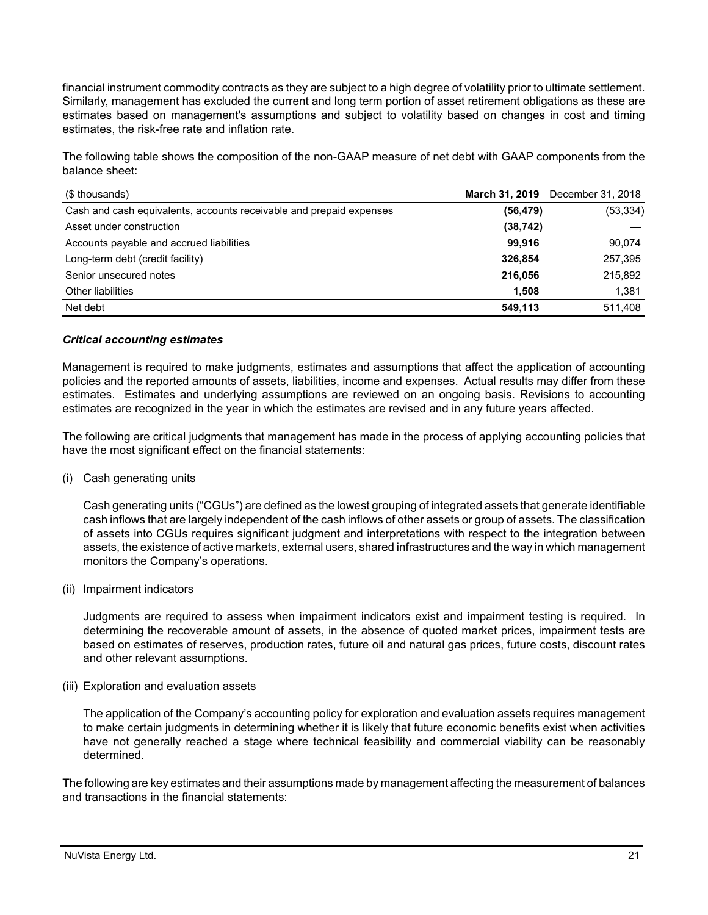financial instrument commodity contracts as they are subject to a high degree of volatility prior to ultimate settlement. Similarly, management has excluded the current and long term portion of asset retirement obligations as these are estimates based on management's assumptions and subject to volatility based on changes in cost and timing estimates, the risk-free rate and inflation rate.

The following table shows the composition of the non-GAAP measure of net debt with GAAP components from the balance sheet:

| ($ thousands) | **March 31, 2019** | December 31, 2018 |
|---|---|---|
| Cash and cash equivalents, accounts receivable and prepaid expenses | **(56,479)** | (53,334) |
| Asset under construction | **(38,742)** | — |
| Accounts payable and accrued liabilities | **99,916** | 90,074 |
| Long-term debt (credit facility) | **326,854** | 257,395 |
| Senior unsecured notes | **216,056** | 215,892 |
| Other liabilities | **1,508** | 1,381 |
| Net debt | **549,113** | 511,408 |

### *Critical accounting estimates*

Management is required to make judgments, estimates and assumptions that affect the application of accounting policies and the reported amounts of assets, liabilities, income and expenses. Actual results may differ from these estimates. Estimates and underlying assumptions are reviewed on an ongoing basis. Revisions to accounting estimates are recognized in the year in which the estimates are revised and in any future years affected.

The following are critical judgments that management has made in the process of applying accounting policies that have the most significant effect on the financial statements:

(i) Cash generating units

Cash generating units ("CGUs") are defined as the lowest grouping of integrated assets that generate identifiable cash inflows that are largely independent of the cash inflows of other assets or group of assets. The classification of assets into CGUs requires significant judgment and interpretations with respect to the integration between assets, the existence of active markets, external users, shared infrastructures and the way in which management monitors the Company's operations.

(ii) Impairment indicators

Judgments are required to assess when impairment indicators exist and impairment testing is required. In determining the recoverable amount of assets, in the absence of quoted market prices, impairment tests are based on estimates of reserves, production rates, future oil and natural gas prices, future costs, discount rates and other relevant assumptions.

(iii) Exploration and evaluation assets

The application of the Company's accounting policy for exploration and evaluation assets requires management to make certain judgments in determining whether it is likely that future economic benefits exist when activities have not generally reached a stage where technical feasibility and commercial viability can be reasonably determined.

The following are key estimates and their assumptions made by management affecting the measurement of balances and transactions in the financial statements: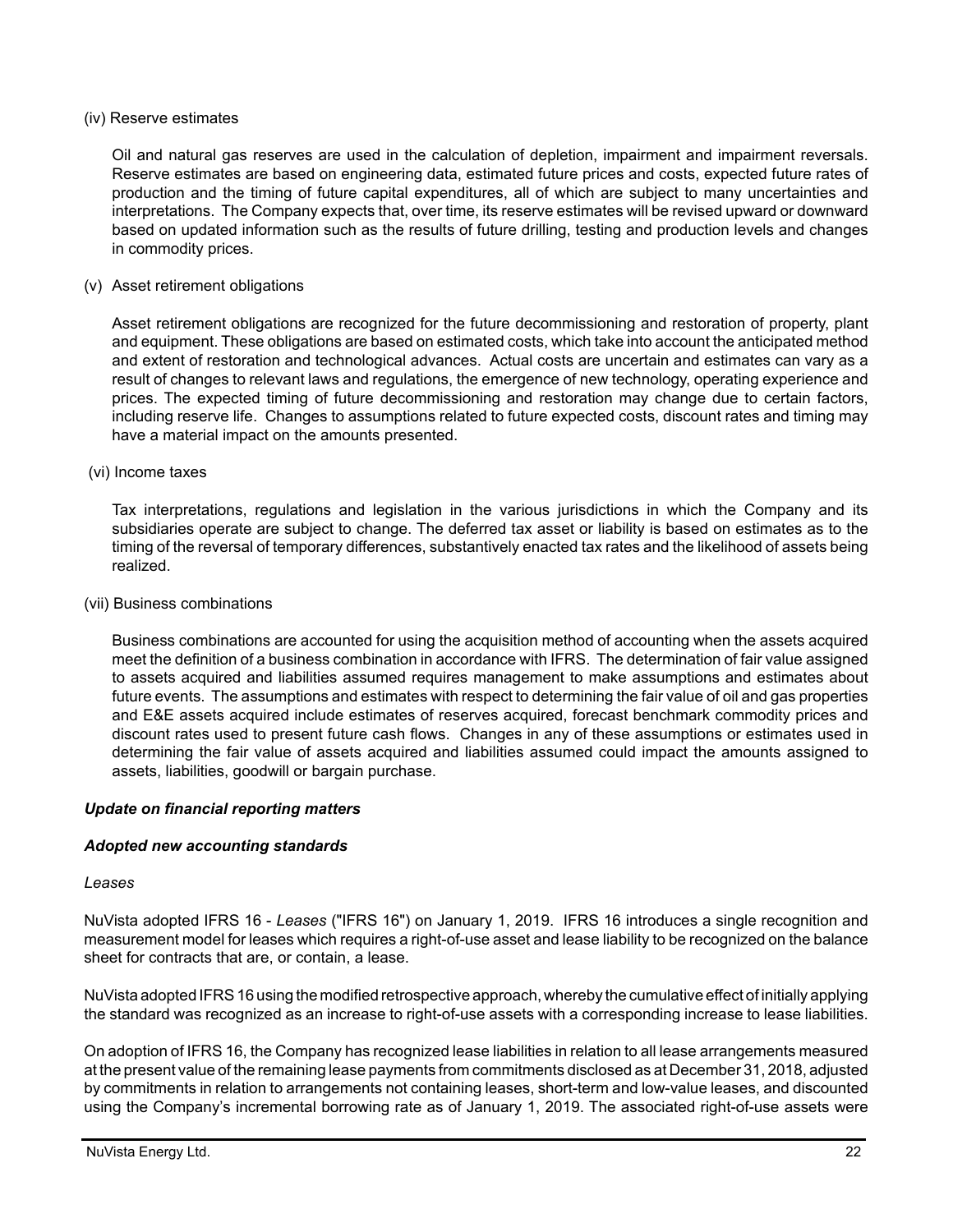(iv) Reserve estimates

Oil and natural gas reserves are used in the calculation of depletion, impairment and impairment reversals. Reserve estimates are based on engineering data, estimated future prices and costs, expected future rates of production and the timing of future capital expenditures, all of which are subject to many uncertainties and interpretations. The Company expects that, over time, its reserve estimates will be revised upward or downward based on updated information such as the results of future drilling, testing and production levels and changes in commodity prices.

(v) Asset retirement obligations

Asset retirement obligations are recognized for the future decommissioning and restoration of property, plant and equipment. These obligations are based on estimated costs, which take into account the anticipated method and extent of restoration and technological advances. Actual costs are uncertain and estimates can vary as a result of changes to relevant laws and regulations, the emergence of new technology, operating experience and prices. The expected timing of future decommissioning and restoration may change due to certain factors, including reserve life. Changes to assumptions related to future expected costs, discount rates and timing may have a material impact on the amounts presented.

(vi) Income taxes

Tax interpretations, regulations and legislation in the various jurisdictions in which the Company and its subsidiaries operate are subject to change. The deferred tax asset or liability is based on estimates as to the timing of the reversal of temporary differences, substantively enacted tax rates and the likelihood of assets being realized.

(vii) Business combinations

Business combinations are accounted for using the acquisition method of accounting when the assets acquired meet the definition of a business combination in accordance with IFRS. The determination of fair value assigned to assets acquired and liabilities assumed requires management to make assumptions and estimates about future events. The assumptions and estimates with respect to determining the fair value of oil and gas properties and E&E assets acquired include estimates of reserves acquired, forecast benchmark commodity prices and discount rates used to present future cash flows. Changes in any of these assumptions or estimates used in determining the fair value of assets acquired and liabilities assumed could impact the amounts assigned to assets, liabilities, goodwill or bargain purchase.

***Update on financial reporting matters***

***Adopted new accounting standards***

*Leases*

NuVista adopted IFRS 16 - *Leases* ("IFRS 16") on January 1, 2019. IFRS 16 introduces a single recognition and measurement model for leases which requires a right-of-use asset and lease liability to be recognized on the balance sheet for contracts that are, or contain, a lease.

NuVista adopted IFRS 16 using the modified retrospective approach, whereby the cumulative effect of initially applying the standard was recognized as an increase to right-of-use assets with a corresponding increase to lease liabilities.

On adoption of IFRS 16, the Company has recognized lease liabilities in relation to all lease arrangements measured at the present value of the remaining lease payments from commitments disclosed as at December 31, 2018, adjusted by commitments in relation to arrangements not containing leases, short-term and low-value leases, and discounted using the Company's incremental borrowing rate as of January 1, 2019. The associated right-of-use assets were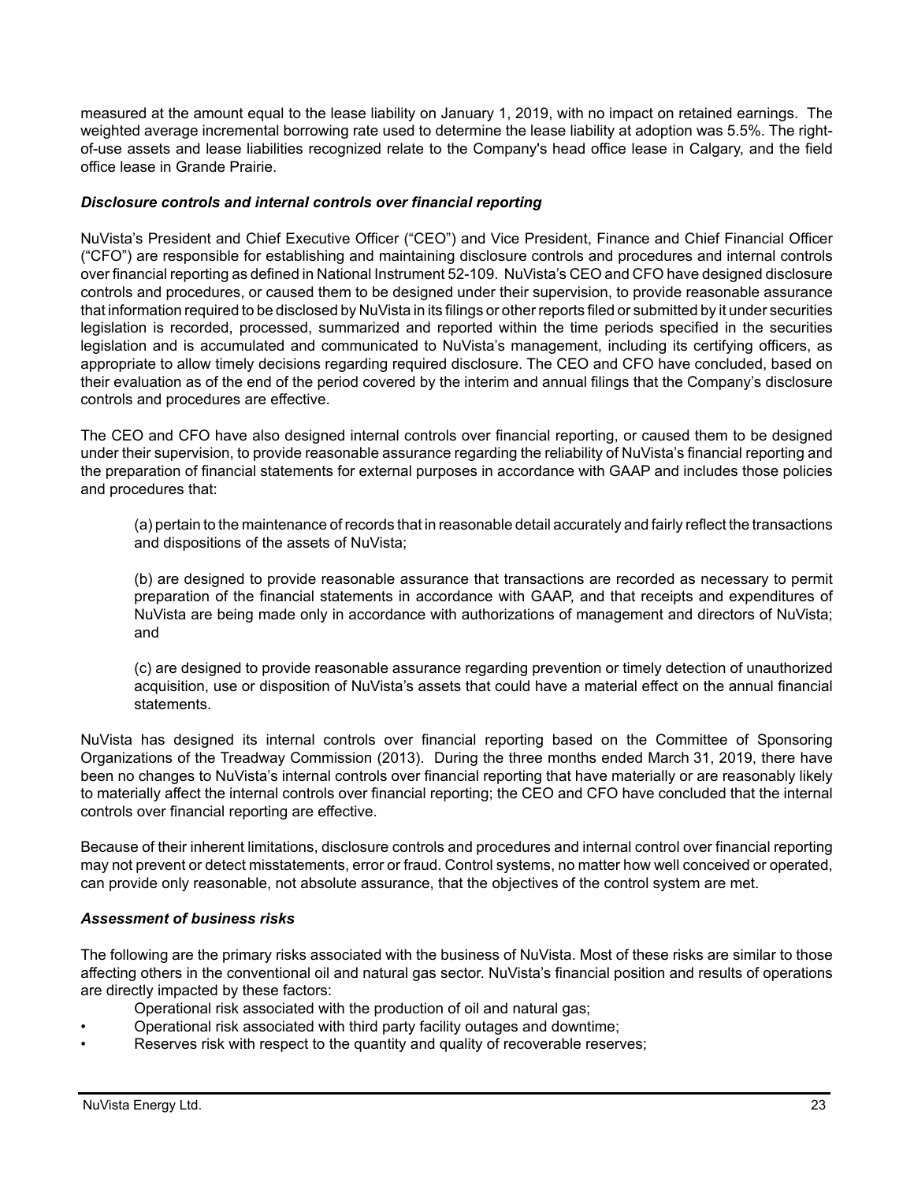measured at the amount equal to the lease liability on January 1, 2019, with no impact on retained earnings. The weighted average incremental borrowing rate used to determine the lease liability at adoption was 5.5%. The right-of-use assets and lease liabilities recognized relate to the Company's head office lease in Calgary, and the field office lease in Grande Prairie.

### *Disclosure controls and internal controls over financial reporting*

NuVista's President and Chief Executive Officer ("CEO") and Vice President, Finance and Chief Financial Officer ("CFO") are responsible for establishing and maintaining disclosure controls and procedures and internal controls over financial reporting as defined in National Instrument 52-109. NuVista's CEO and CFO have designed disclosure controls and procedures, or caused them to be designed under their supervision, to provide reasonable assurance that information required to be disclosed by NuVista in its filings or other reports filed or submitted by it under securities legislation is recorded, processed, summarized and reported within the time periods specified in the securities legislation and is accumulated and communicated to NuVista's management, including its certifying officers, as appropriate to allow timely decisions regarding required disclosure. The CEO and CFO have concluded, based on their evaluation as of the end of the period covered by the interim and annual filings that the Company's disclosure controls and procedures are effective.

The CEO and CFO have also designed internal controls over financial reporting, or caused them to be designed under their supervision, to provide reasonable assurance regarding the reliability of NuVista's financial reporting and the preparation of financial statements for external purposes in accordance with GAAP and includes those policies and procedures that:

(a) pertain to the maintenance of records that in reasonable detail accurately and fairly reflect the transactions and dispositions of the assets of NuVista;

(b) are designed to provide reasonable assurance that transactions are recorded as necessary to permit preparation of the financial statements in accordance with GAAP, and that receipts and expenditures of NuVista are being made only in accordance with authorizations of management and directors of NuVista; and

(c) are designed to provide reasonable assurance regarding prevention or timely detection of unauthorized acquisition, use or disposition of NuVista's assets that could have a material effect on the annual financial statements.

NuVista has designed its internal controls over financial reporting based on the Committee of Sponsoring Organizations of the Treadway Commission (2013). During the three months ended March 31, 2019, there have been no changes to NuVista's internal controls over financial reporting that have materially or are reasonably likely to materially affect the internal controls over financial reporting; the CEO and CFO have concluded that the internal controls over financial reporting are effective.

Because of their inherent limitations, disclosure controls and procedures and internal control over financial reporting may not prevent or detect misstatements, error or fraud. Control systems, no matter how well conceived or operated, can provide only reasonable, not absolute assurance, that the objectives of the control system are met.

### *Assessment of business risks*

The following are the primary risks associated with the business of NuVista. Most of these risks are similar to those affecting others in the conventional oil and natural gas sector. NuVista's financial position and results of operations are directly impacted by these factors:

- Operational risk associated with the production of oil and natural gas;
- Operational risk associated with third party facility outages and downtime;
- Reserves risk with respect to the quantity and quality of recoverable reserves;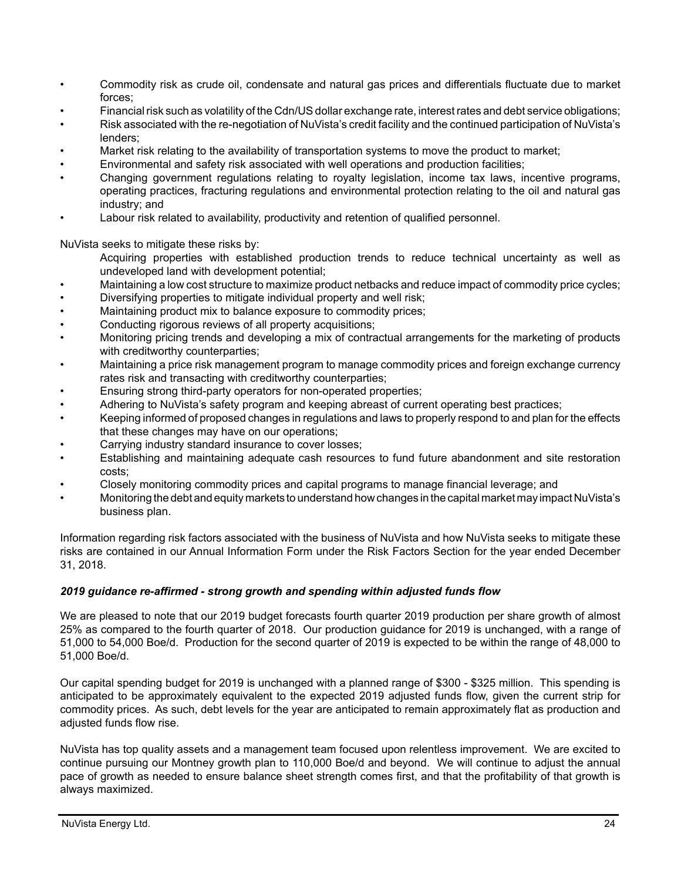- Commodity risk as crude oil, condensate and natural gas prices and differentials fluctuate due to market forces;
- Financial risk such as volatility of the Cdn/US dollar exchange rate, interest rates and debt service obligations;
- Risk associated with the re-negotiation of NuVista's credit facility and the continued participation of NuVista's lenders;
- Market risk relating to the availability of transportation systems to move the product to market;
- Environmental and safety risk associated with well operations and production facilities;
- Changing government regulations relating to royalty legislation, income tax laws, incentive programs, operating practices, fracturing regulations and environmental protection relating to the oil and natural gas industry; and
- Labour risk related to availability, productivity and retention of qualified personnel.

NuVista seeks to mitigate these risks by:

- Acquiring properties with established production trends to reduce technical uncertainty as well as undeveloped land with development potential;
- Maintaining a low cost structure to maximize product netbacks and reduce impact of commodity price cycles;
- Diversifying properties to mitigate individual property and well risk;
- Maintaining product mix to balance exposure to commodity prices;
- Conducting rigorous reviews of all property acquisitions;
- Monitoring pricing trends and developing a mix of contractual arrangements for the marketing of products with creditworthy counterparties;
- Maintaining a price risk management program to manage commodity prices and foreign exchange currency rates risk and transacting with creditworthy counterparties;
- Ensuring strong third-party operators for non-operated properties;
- Adhering to NuVista's safety program and keeping abreast of current operating best practices;
- Keeping informed of proposed changes in regulations and laws to properly respond to and plan for the effects that these changes may have on our operations;
- Carrying industry standard insurance to cover losses;
- Establishing and maintaining adequate cash resources to fund future abandonment and site restoration costs;
- Closely monitoring commodity prices and capital programs to manage financial leverage; and
- Monitoring the debt and equity markets to understand how changes in the capital market may impact NuVista's business plan.

Information regarding risk factors associated with the business of NuVista and how NuVista seeks to mitigate these risks are contained in our Annual Information Form under the Risk Factors Section for the year ended December 31, 2018.

***2019 guidance re-affirmed - strong growth and spending within adjusted funds flow***

We are pleased to note that our 2019 budget forecasts fourth quarter 2019 production per share growth of almost 25% as compared to the fourth quarter of 2018. Our production guidance for 2019 is unchanged, with a range of 51,000 to 54,000 Boe/d. Production for the second quarter of 2019 is expected to be within the range of 48,000 to 51,000 Boe/d.

Our capital spending budget for 2019 is unchanged with a planned range of $300 - $325 million. This spending is anticipated to be approximately equivalent to the expected 2019 adjusted funds flow, given the current strip for commodity prices. As such, debt levels for the year are anticipated to remain approximately flat as production and adjusted funds flow rise.

NuVista has top quality assets and a management team focused upon relentless improvement. We are excited to continue pursuing our Montney growth plan to 110,000 Boe/d and beyond. We will continue to adjust the annual pace of growth as needed to ensure balance sheet strength comes first, and that the profitability of that growth is always maximized.